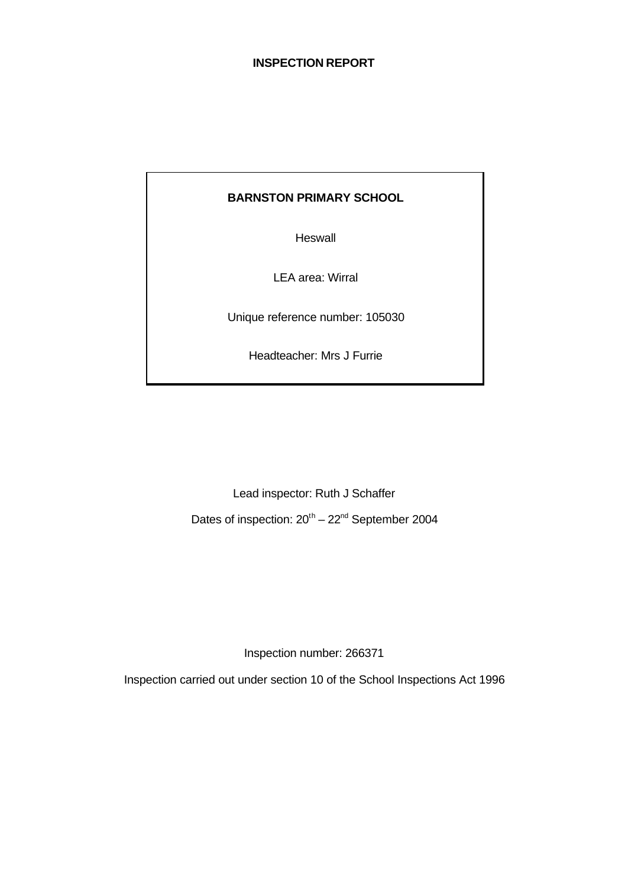# INSPECTION REPORT

**BARNSTON PRIMARY SCHOOL**

Heswall

LEA area: Wirral

Unique reference number: 105030

Headteacher: Mrs J Furrie

Lead inspector: Ruth J Schaffer

Dates of inspection: 20th – 22nd September 2004

Inspection number: 266371

Inspection carried out under section 10 of the School Inspections Act 1996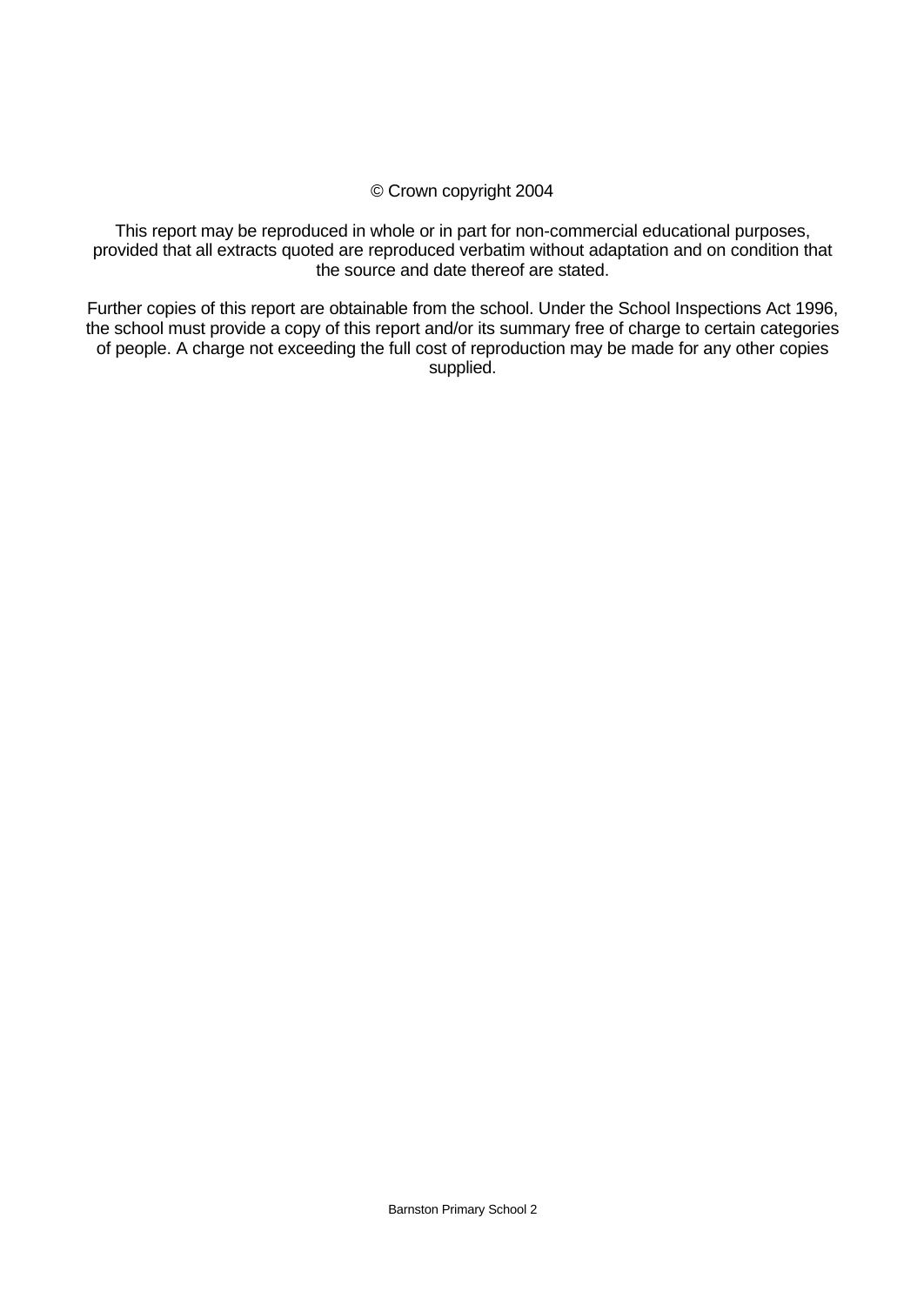© Crown copyright 2004

This report may be reproduced in whole or in part for non-commercial educational purposes, provided that all extracts quoted are reproduced verbatim without adaptation and on condition that the source and date thereof are stated.

Further copies of this report are obtainable from the school. Under the School Inspections Act 1996, the school must provide a copy of this report and/or its summary free of charge to certain categories of people. A charge not exceeding the full cost of reproduction may be made for any other copies supplied.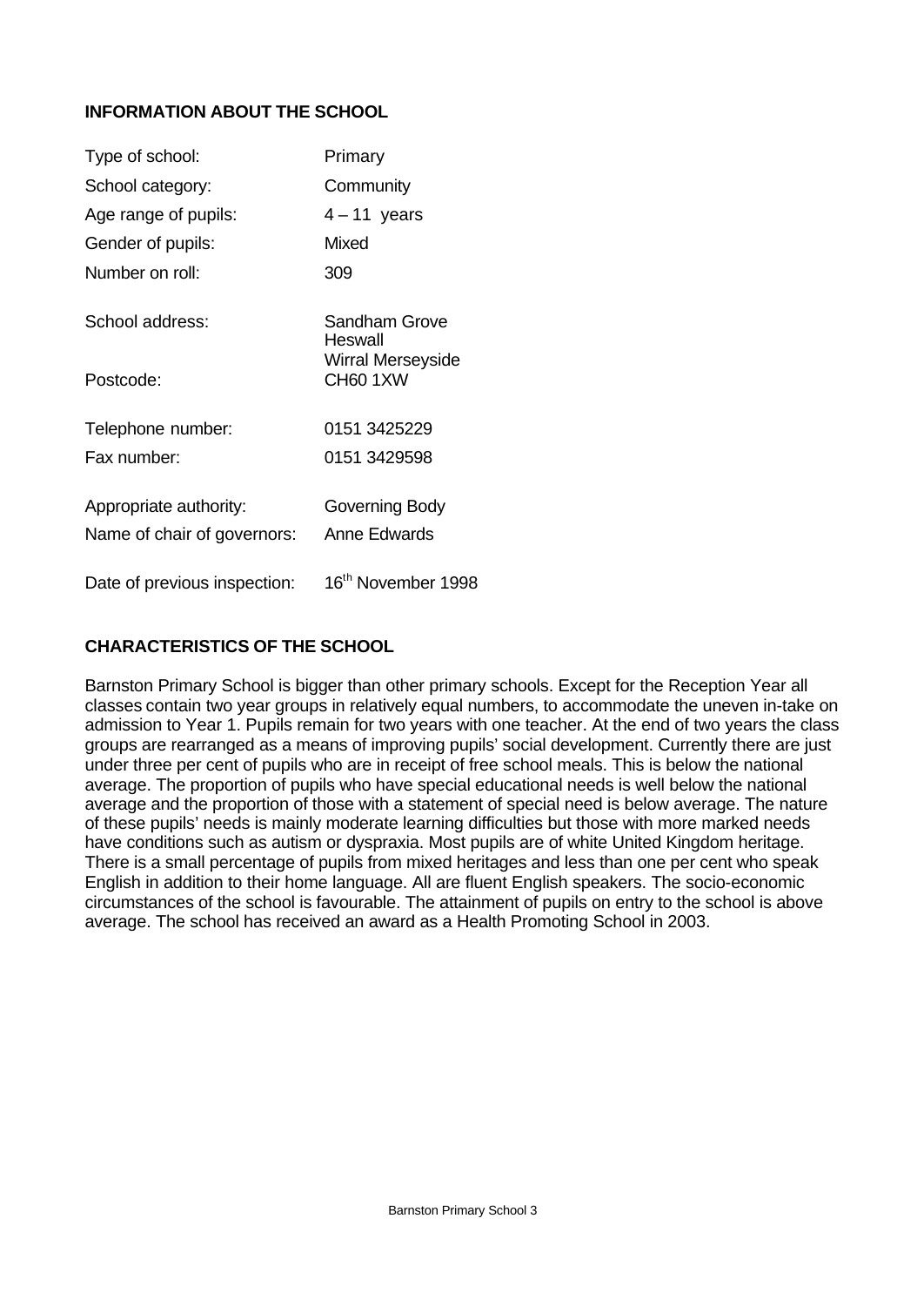## INFORMATION ABOUT THE SCHOOL

| | |
|---|---|
| Type of school: | Primary |
| School category: | Community |
| Age range of pupils: | 4 – 11 years |
| Gender of pupils: | Mixed |
| Number on roll: | 309 |
| School address: | Sandham Grove<br>Heswall<br>Wirral Merseyside |
| Postcode: | CH60 1XW |
| Telephone number: | 0151 3425229 |
| Fax number: | 0151 3429598 |
| Appropriate authority: | Governing Body |
| Name of chair of governors: | Anne Edwards |
| Date of previous inspection: | 16th November 1998 |

## CHARACTERISTICS OF THE SCHOOL

Barnston Primary School is bigger than other primary schools. Except for the Reception Year all classes contain two year groups in relatively equal numbers, to accommodate the uneven in-take on admission to Year 1. Pupils remain for two years with one teacher. At the end of two years the class groups are rearranged as a means of improving pupils' social development. Currently there are just under three per cent of pupils who are in receipt of free school meals. This is below the national average. The proportion of pupils who have special educational needs is well below the national average and the proportion of those with a statement of special need is below average. The nature of these pupils' needs is mainly moderate learning difficulties but those with more marked needs have conditions such as autism or dyspraxia. Most pupils are of white United Kingdom heritage. There is a small percentage of pupils from mixed heritages and less than one per cent who speak English in addition to their home language. All are fluent English speakers. The socio-economic circumstances of the school is favourable. The attainment of pupils on entry to the school is above average. The school has received an award as a Health Promoting School in 2003.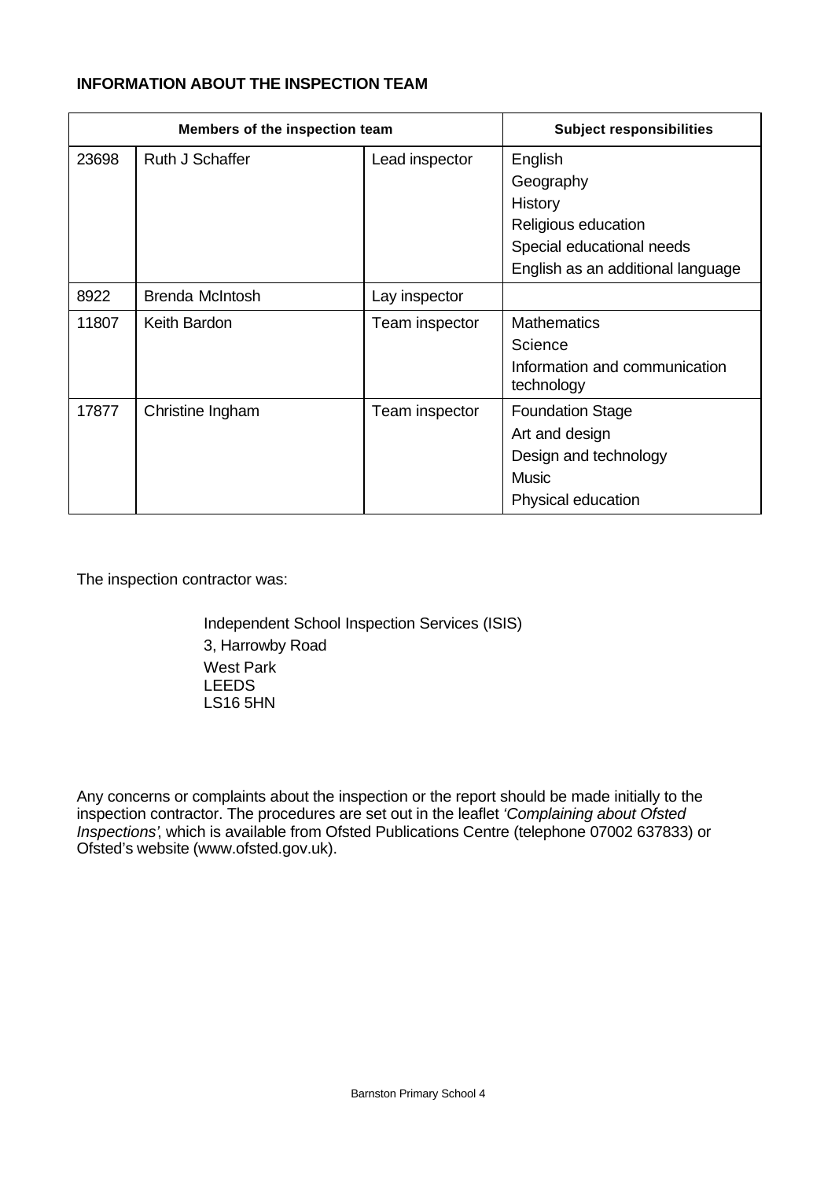**INFORMATION ABOUT THE INSPECTION TEAM**

| Members of the inspection team | | | Subject responsibilities |
|---|---|---|---|
| 23698 | Ruth J Schaffer | Lead inspector | English<br>Geography<br>History<br>Religious education<br>Special educational needs<br>English as an additional language |
| 8922 | Brenda McIntosh | Lay inspector | |
| 11807 | Keith Bardon | Team inspector | Mathematics<br>Science<br>Information and communication technology |
| 17877 | Christine Ingham | Team inspector | Foundation Stage<br>Art and design<br>Design and technology<br>Music<br>Physical education |

The inspection contractor was:

Independent School Inspection Services (ISIS)
3, Harrowby Road
West Park
LEEDS
LS16 5HN

Any concerns or complaints about the inspection or the report should be made initially to the inspection contractor. The procedures are set out in the leaflet *'Complaining about Ofsted Inspections'*, which is available from Ofsted Publications Centre (telephone 07002 637833) or Ofsted's website (www.ofsted.gov.uk).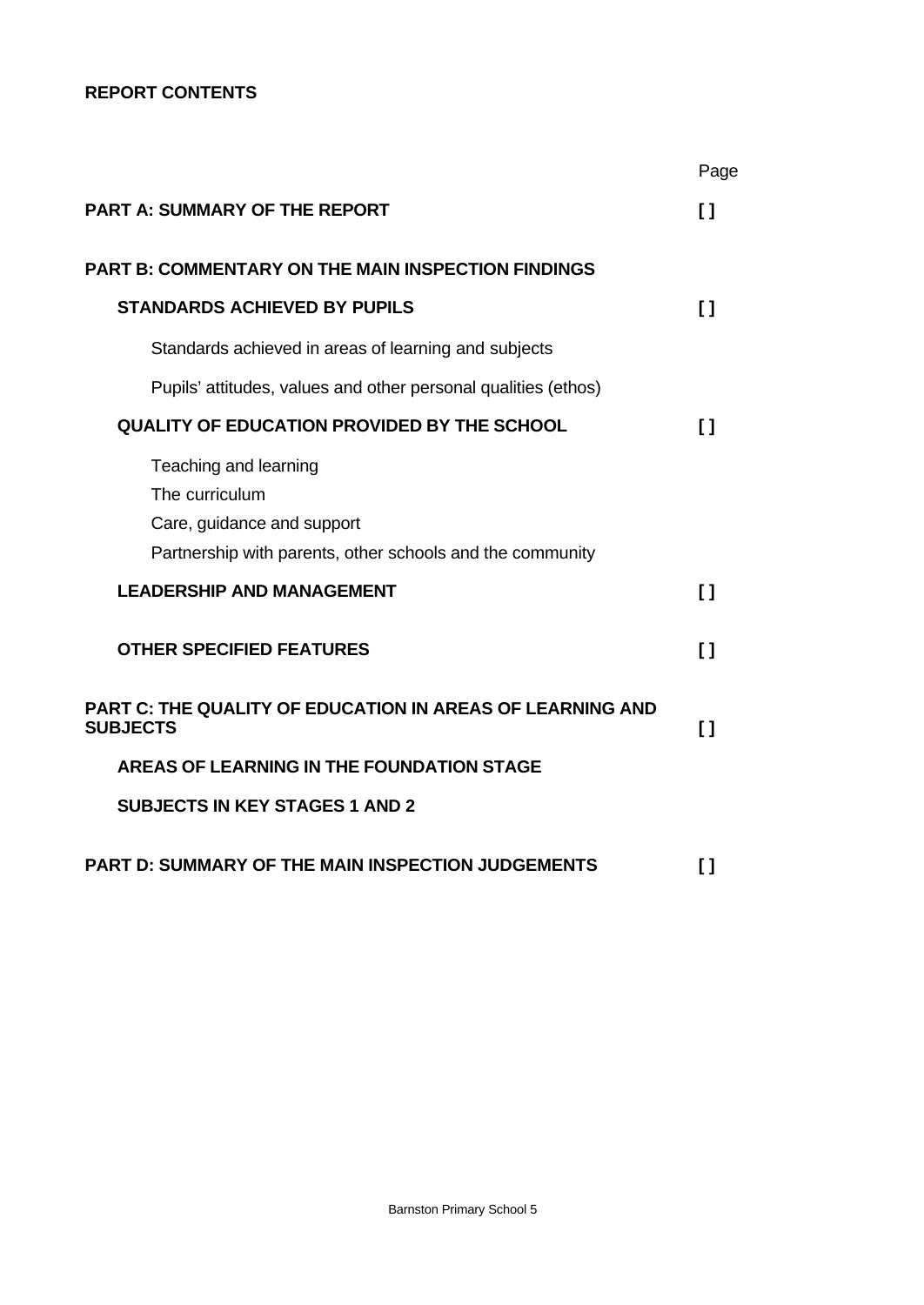**REPORT CONTENTS**

| | Page |
|---|---|
| **PART A: SUMMARY OF THE REPORT** | **[ ]** |
| **PART B: COMMENTARY ON THE MAIN INSPECTION FINDINGS** | |
| **STANDARDS ACHIEVED BY PUPILS** | **[ ]** |
| Standards achieved in areas of learning and subjects | |
| Pupils' attitudes, values and other personal qualities (ethos) | |
| **QUALITY OF EDUCATION PROVIDED BY THE SCHOOL** | **[ ]** |
| Teaching and learning | |
| The curriculum | |
| Care, guidance and support | |
| Partnership with parents, other schools and the community | |
| **LEADERSHIP AND MANAGEMENT** | **[ ]** |
| **OTHER SPECIFIED FEATURES** | **[ ]** |
| **PART C: THE QUALITY OF EDUCATION IN AREAS OF LEARNING AND SUBJECTS** | **[ ]** |
| **AREAS OF LEARNING IN THE FOUNDATION STAGE** | |
| **SUBJECTS IN KEY STAGES 1 AND 2** | |
| **PART D: SUMMARY OF THE MAIN INSPECTION JUDGEMENTS** | **[ ]** |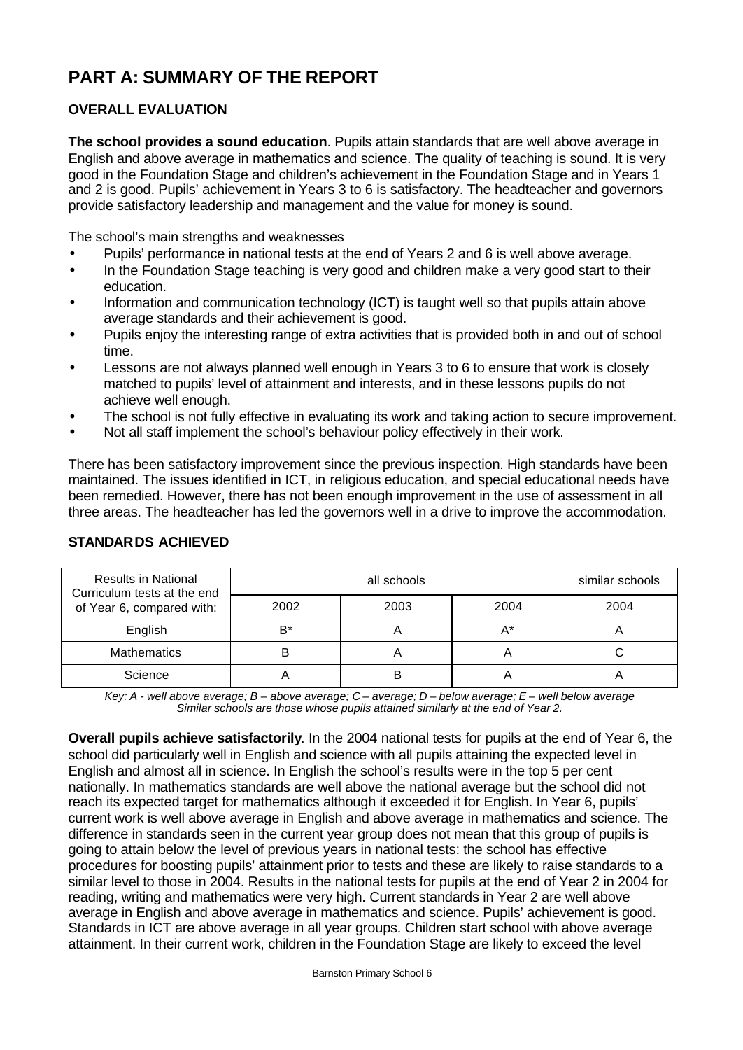# PART A: SUMMARY OF THE REPORT

## OVERALL EVALUATION

**The school provides a sound education**. Pupils attain standards that are well above average in English and above average in mathematics and science. The quality of teaching is sound. It is very good in the Foundation Stage and children's achievement in the Foundation Stage and in Years 1 and 2 is good. Pupils' achievement in Years 3 to 6 is satisfactory. The headteacher and governors provide satisfactory leadership and management and the value for money is sound.

The school's main strengths and weaknesses

- Pupils' performance in national tests at the end of Years 2 and 6 is well above average.
- In the Foundation Stage teaching is very good and children make a very good start to their education.
- Information and communication technology (ICT) is taught well so that pupils attain above average standards and their achievement is good.
- Pupils enjoy the interesting range of extra activities that is provided both in and out of school time.
- Lessons are not always planned well enough in Years 3 to 6 to ensure that work is closely matched to pupils' level of attainment and interests, and in these lessons pupils do not achieve well enough.
- The school is not fully effective in evaluating its work and taking action to secure improvement.
- Not all staff implement the school's behaviour policy effectively in their work.

There has been satisfactory improvement since the previous inspection. High standards have been maintained. The issues identified in ICT, in religious education, and special educational needs have been remedied. However, there has not been enough improvement in the use of assessment in all three areas. The headteacher has led the governors well in a drive to improve the accommodation.

## STANDARDS ACHIEVED

| Results in National Curriculum tests at the end of Year 6, compared with: | all schools | | | similar schools |
|---|---|---|---|---|
| | 2002 | 2003 | 2004 | 2004 |
| English | B* | A | A* | A |
| Mathematics | B | A | A | C |
| Science | A | B | A | A |

*Key: A - well above average; B – above average; C – average; D – below average; E – well below average*
*Similar schools are those whose pupils attained similarly at the end of Year 2.*

**Overall pupils achieve satisfactorily**. In the 2004 national tests for pupils at the end of Year 6, the school did particularly well in English and science with all pupils attaining the expected level in English and almost all in science. In English the school's results were in the top 5 per cent nationally. In mathematics standards are well above the national average but the school did not reach its expected target for mathematics although it exceeded it for English. In Year 6, pupils' current work is well above average in English and above average in mathematics and science. The difference in standards seen in the current year group does not mean that this group of pupils is going to attain below the level of previous years in national tests: the school has effective procedures for boosting pupils' attainment prior to tests and these are likely to raise standards to a similar level to those in 2004. Results in the national tests for pupils at the end of Year 2 in 2004 for reading, writing and mathematics were very high. Current standards in Year 2 are well above average in English and above average in mathematics and science. Pupils' achievement is good. Standards in ICT are above average in all year groups. Children start school with above average attainment. In their current work, children in the Foundation Stage are likely to exceed the level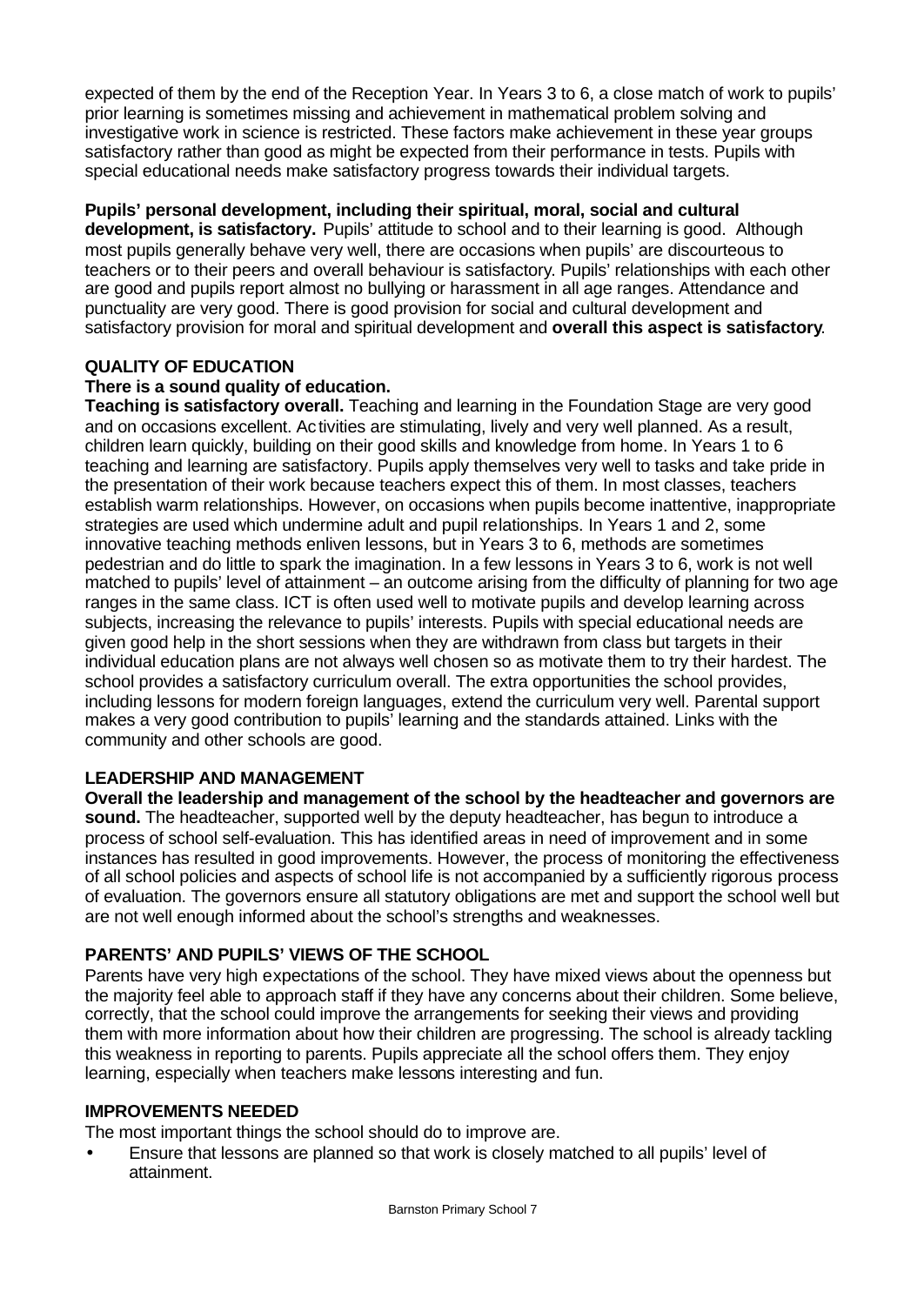expected of them by the end of the Reception Year. In Years 3 to 6, a close match of work to pupils' prior learning is sometimes missing and achievement in mathematical problem solving and investigative work in science is restricted. These factors make achievement in these year groups satisfactory rather than good as might be expected from their performance in tests. Pupils with special educational needs make satisfactory progress towards their individual targets.

**Pupils' personal development, including their spiritual, moral, social and cultural development, is satisfactory.** Pupils' attitude to school and to their learning is good. Although most pupils generally behave very well, there are occasions when pupils' are discourteous to teachers or to their peers and overall behaviour is satisfactory. Pupils' relationships with each other are good and pupils report almost no bullying or harassment in all age ranges. Attendance and punctuality are very good. There is good provision for social and cultural development and satisfactory provision for moral and spiritual development and **overall this aspect is satisfactory**.

## QUALITY OF EDUCATION

**There is a sound quality of education.**

**Teaching is satisfactory overall.** Teaching and learning in the Foundation Stage are very good and on occasions excellent. Activities are stimulating, lively and very well planned. As a result, children learn quickly, building on their good skills and knowledge from home. In Years 1 to 6 teaching and learning are satisfactory. Pupils apply themselves very well to tasks and take pride in the presentation of their work because teachers expect this of them. In most classes, teachers establish warm relationships. However, on occasions when pupils become inattentive, inappropriate strategies are used which undermine adult and pupil relationships. In Years 1 and 2, some innovative teaching methods enliven lessons, but in Years 3 to 6, methods are sometimes pedestrian and do little to spark the imagination. In a few lessons in Years 3 to 6, work is not well matched to pupils' level of attainment – an outcome arising from the difficulty of planning for two age ranges in the same class. ICT is often used well to motivate pupils and develop learning across subjects, increasing the relevance to pupils' interests. Pupils with special educational needs are given good help in the short sessions when they are withdrawn from class but targets in their individual education plans are not always well chosen so as motivate them to try their hardest. The school provides a satisfactory curriculum overall. The extra opportunities the school provides, including lessons for modern foreign languages, extend the curriculum very well. Parental support makes a very good contribution to pupils' learning and the standards attained. Links with the community and other schools are good.

## LEADERSHIP AND MANAGEMENT

**Overall the leadership and management of the school by the headteacher and governors are sound.** The headteacher, supported well by the deputy headteacher, has begun to introduce a process of school self-evaluation. This has identified areas in need of improvement and in some instances has resulted in good improvements. However, the process of monitoring the effectiveness of all school policies and aspects of school life is not accompanied by a sufficiently rigorous process of evaluation. The governors ensure all statutory obligations are met and support the school well but are not well enough informed about the school's strengths and weaknesses.

## PARENTS' AND PUPILS' VIEWS OF THE SCHOOL

Parents have very high expectations of the school. They have mixed views about the openness but the majority feel able to approach staff if they have any concerns about their children. Some believe, correctly, that the school could improve the arrangements for seeking their views and providing them with more information about how their children are progressing. The school is already tackling this weakness in reporting to parents. Pupils appreciate all the school offers them. They enjoy learning, especially when teachers make lessons interesting and fun.

## IMPROVEMENTS NEEDED

The most important things the school should do to improve are.

- Ensure that lessons are planned so that work is closely matched to all pupils' level of attainment.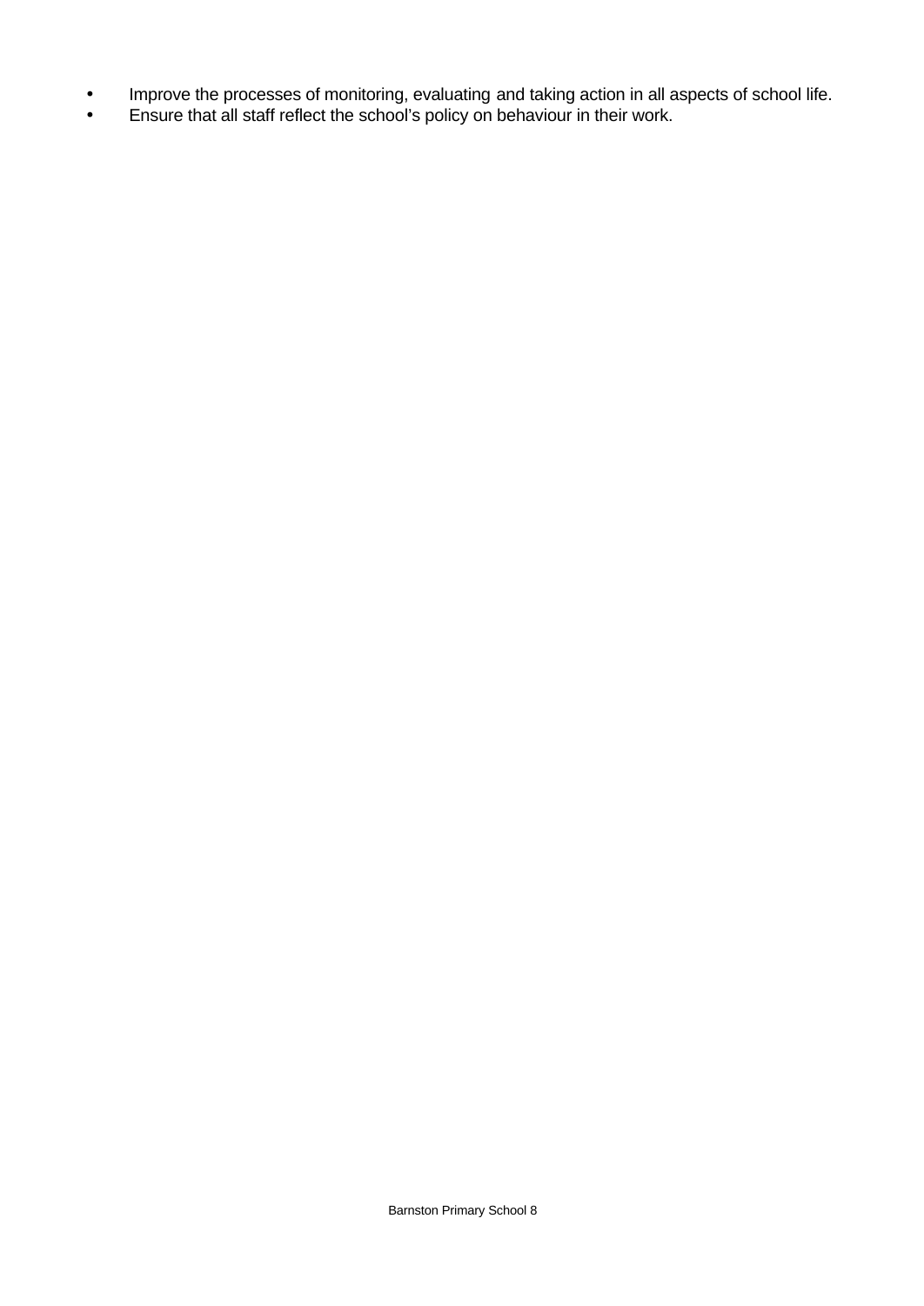- Improve the processes of monitoring, evaluating and taking action in all aspects of school life.
- Ensure that all staff reflect the school's policy on behaviour in their work.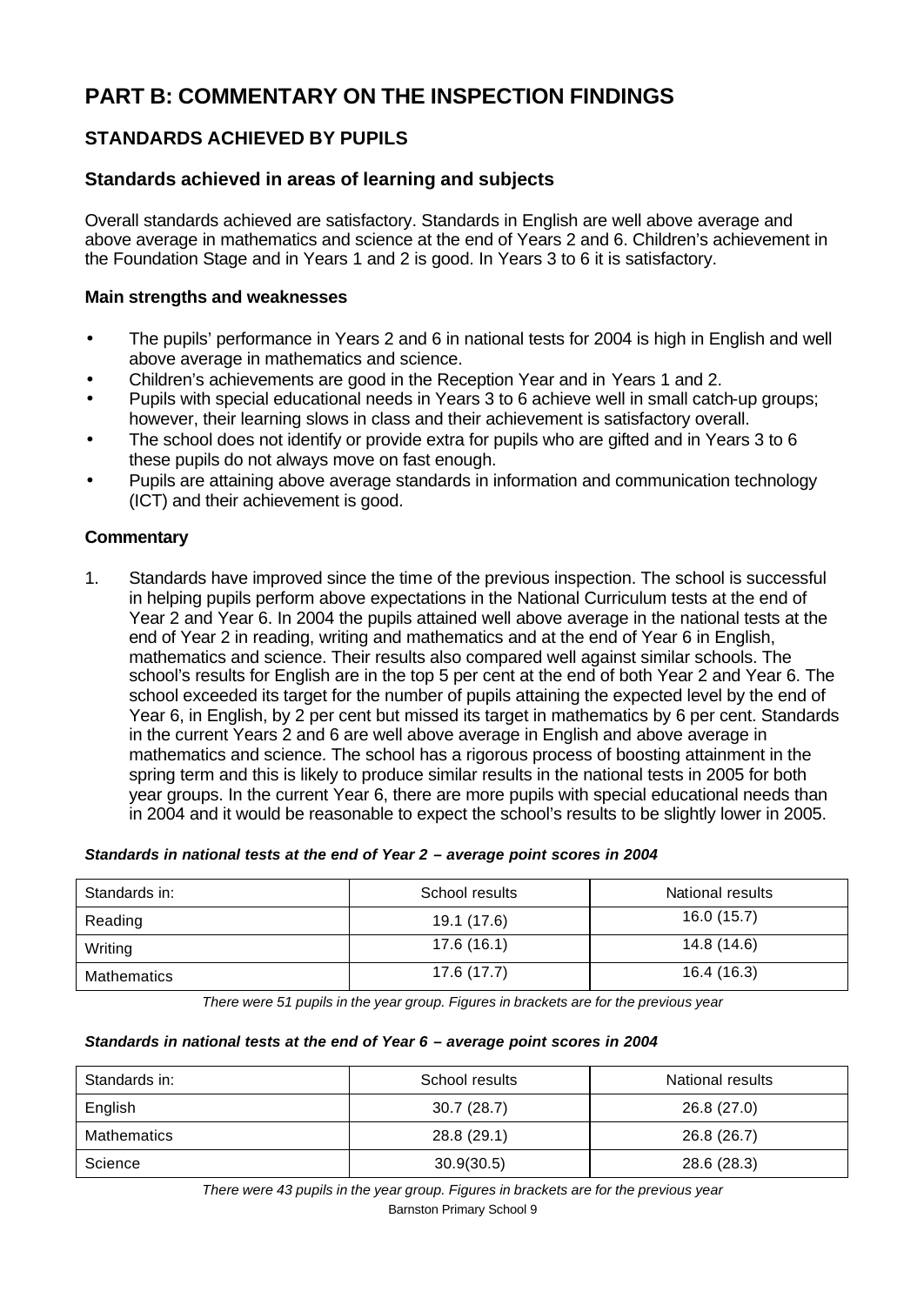# PART B: COMMENTARY ON THE INSPECTION FINDINGS

## STANDARDS ACHIEVED BY PUPILS

### Standards achieved in areas of learning and subjects

Overall standards achieved are satisfactory. Standards in English are well above average and above average in mathematics and science at the end of Years 2 and 6. Children's achievement in the Foundation Stage and in Years 1 and 2 is good. In Years 3 to 6 it is satisfactory.

**Main strengths and weaknesses**

- The pupils' performance in Years 2 and 6 in national tests for 2004 is high in English and well above average in mathematics and science.
- Children's achievements are good in the Reception Year and in Years 1 and 2.
- Pupils with special educational needs in Years 3 to 6 achieve well in small catch-up groups; however, their learning slows in class and their achievement is satisfactory overall.
- The school does not identify or provide extra for pupils who are gifted and in Years 3 to 6 these pupils do not always move on fast enough.
- Pupils are attaining above average standards in information and communication technology (ICT) and their achievement is good.

**Commentary**

1. Standards have improved since the time of the previous inspection. The school is successful in helping pupils perform above expectations in the National Curriculum tests at the end of Year 2 and Year 6. In 2004 the pupils attained well above average in the national tests at the end of Year 2 in reading, writing and mathematics and at the end of Year 6 in English, mathematics and science. Their results also compared well against similar schools. The school's results for English are in the top 5 per cent at the end of both Year 2 and Year 6. The school exceeded its target for the number of pupils attaining the expected level by the end of Year 6, in English, by 2 per cent but missed its target in mathematics by 6 per cent. Standards in the current Years 2 and 6 are well above average in English and above average in mathematics and science. The school has a rigorous process of boosting attainment in the spring term and this is likely to produce similar results in the national tests in 2005 for both year groups. In the current Year 6, there are more pupils with special educational needs than in 2004 and it would be reasonable to expect the school's results to be slightly lower in 2005.

***Standards in national tests at the end of Year 2 – average point scores in 2004***

| Standards in: | School results | National results |
|---|---|---|
| Reading | 19.1 (17.6) | 16.0 (15.7) |
| Writing | 17.6 (16.1) | 14.8 (14.6) |
| Mathematics | 17.6 (17.7) | 16.4 (16.3) |

*There were 51 pupils in the year group. Figures in brackets are for the previous year*

***Standards in national tests at the end of Year 6 – average point scores in 2004***

| Standards in: | School results | National results |
|---|---|---|
| English | 30.7 (28.7) | 26.8 (27.0) |
| Mathematics | 28.8 (29.1) | 26.8 (26.7) |
| Science | 30.9(30.5) | 28.6 (28.3) |

*There were 43 pupils in the year group. Figures in brackets are for the previous year*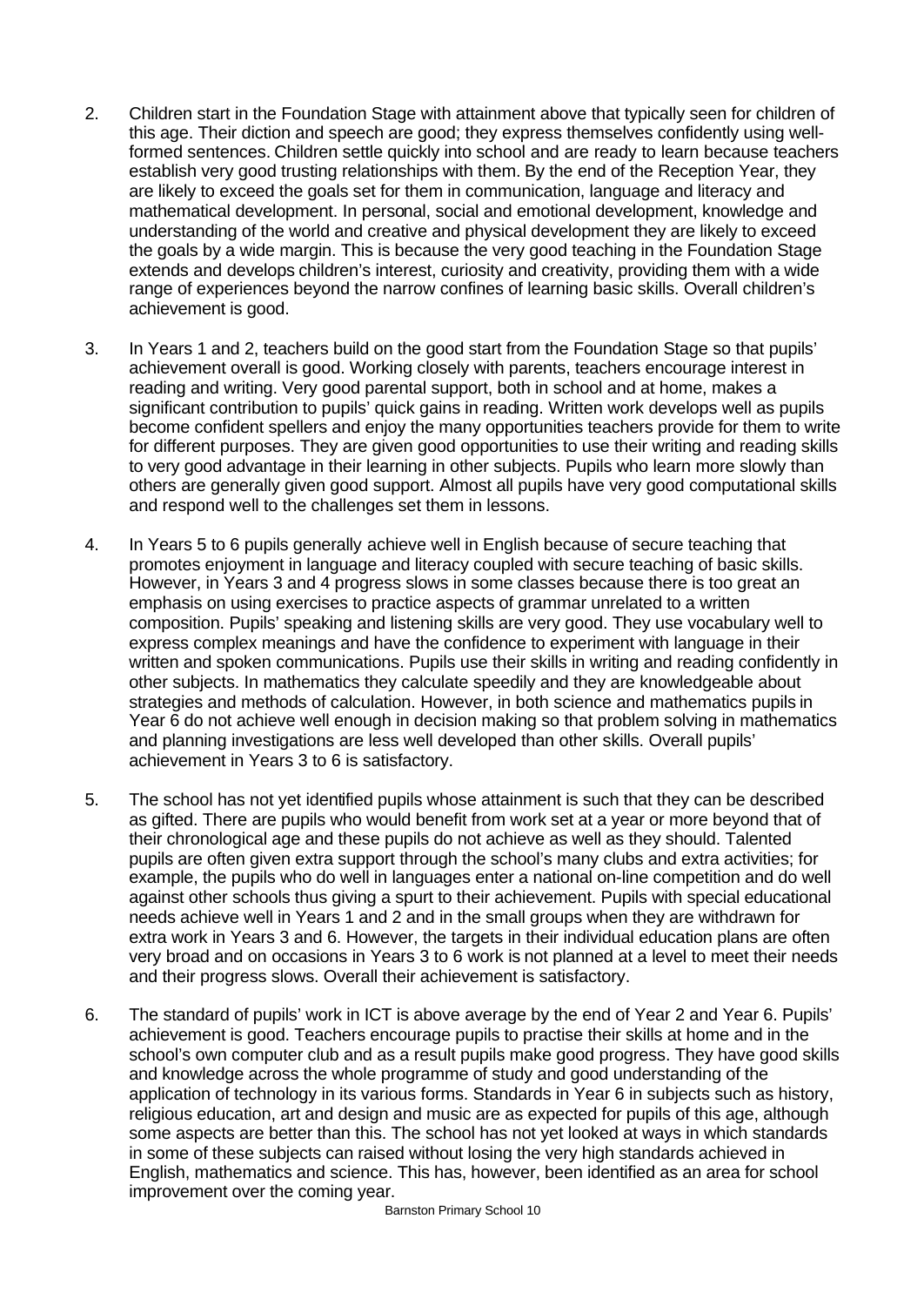2. Children start in the Foundation Stage with attainment above that typically seen for children of this age. Their diction and speech are good; they express themselves confidently using well-formed sentences. Children settle quickly into school and are ready to learn because teachers establish very good trusting relationships with them. By the end of the Reception Year, they are likely to exceed the goals set for them in communication, language and literacy and mathematical development. In personal, social and emotional development, knowledge and understanding of the world and creative and physical development they are likely to exceed the goals by a wide margin. This is because the very good teaching in the Foundation Stage extends and develops children's interest, curiosity and creativity, providing them with a wide range of experiences beyond the narrow confines of learning basic skills. Overall children's achievement is good.

3. In Years 1 and 2, teachers build on the good start from the Foundation Stage so that pupils' achievement overall is good. Working closely with parents, teachers encourage interest in reading and writing. Very good parental support, both in school and at home, makes a significant contribution to pupils' quick gains in reading. Written work develops well as pupils become confident spellers and enjoy the many opportunities teachers provide for them to write for different purposes. They are given good opportunities to use their writing and reading skills to very good advantage in their learning in other subjects. Pupils who learn more slowly than others are generally given good support. Almost all pupils have very good computational skills and respond well to the challenges set them in lessons.

4. In Years 5 to 6 pupils generally achieve well in English because of secure teaching that promotes enjoyment in language and literacy coupled with secure teaching of basic skills. However, in Years 3 and 4 progress slows in some classes because there is too great an emphasis on using exercises to practice aspects of grammar unrelated to a written composition. Pupils' speaking and listening skills are very good. They use vocabulary well to express complex meanings and have the confidence to experiment with language in their written and spoken communications. Pupils use their skills in writing and reading confidently in other subjects. In mathematics they calculate speedily and they are knowledgeable about strategies and methods of calculation. However, in both science and mathematics pupils in Year 6 do not achieve well enough in decision making so that problem solving in mathematics and planning investigations are less well developed than other skills. Overall pupils' achievement in Years 3 to 6 is satisfactory.

5. The school has not yet identified pupils whose attainment is such that they can be described as gifted. There are pupils who would benefit from work set at a year or more beyond that of their chronological age and these pupils do not achieve as well as they should. Talented pupils are often given extra support through the school's many clubs and extra activities; for example, the pupils who do well in languages enter a national on-line competition and do well against other schools thus giving a spurt to their achievement. Pupils with special educational needs achieve well in Years 1 and 2 and in the small groups when they are withdrawn for extra work in Years 3 and 6. However, the targets in their individual education plans are often very broad and on occasions in Years 3 to 6 work is not planned at a level to meet their needs and their progress slows. Overall their achievement is satisfactory.

6. The standard of pupils' work in ICT is above average by the end of Year 2 and Year 6. Pupils' achievement is good. Teachers encourage pupils to practise their skills at home and in the school's own computer club and as a result pupils make good progress. They have good skills and knowledge across the whole programme of study and good understanding of the application of technology in its various forms. Standards in Year 6 in subjects such as history, religious education, art and design and music are as expected for pupils of this age, although some aspects are better than this. The school has not yet looked at ways in which standards in some of these subjects can raised without losing the very high standards achieved in English, mathematics and science. This has, however, been identified as an area for school improvement over the coming year.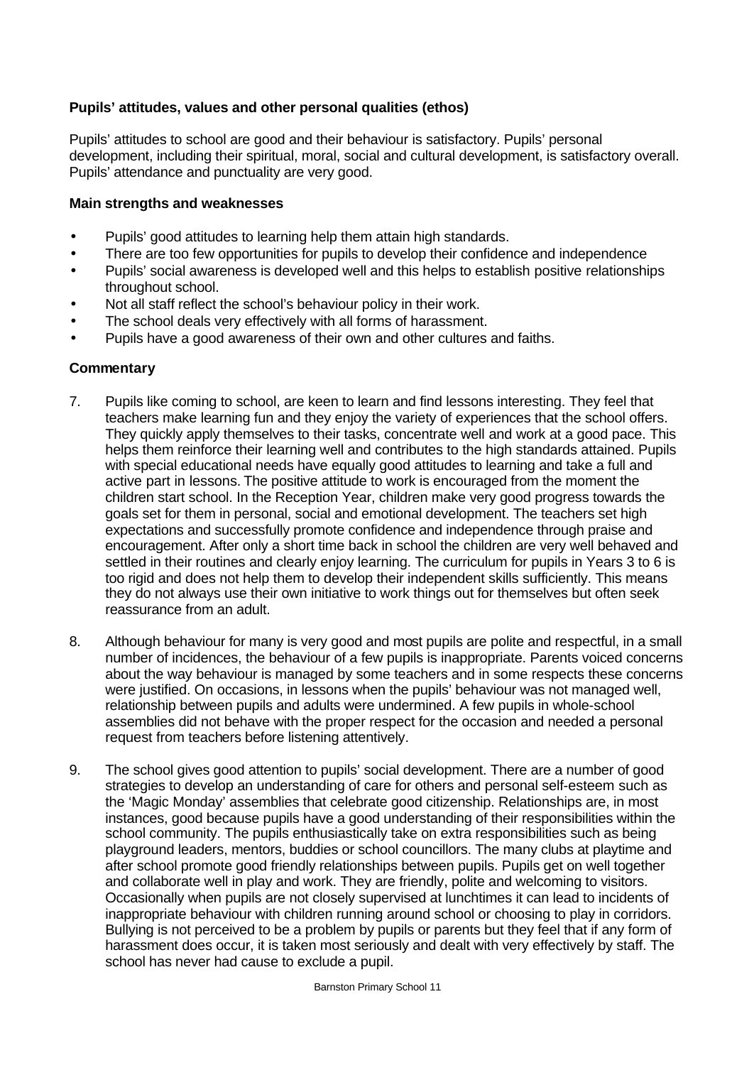### Pupils' attitudes, values and other personal qualities (ethos)

Pupils' attitudes to school are good and their behaviour is satisfactory. Pupils' personal development, including their spiritual, moral, social and cultural development, is satisfactory overall. Pupils' attendance and punctuality are very good.

#### Main strengths and weaknesses

- Pupils' good attitudes to learning help them attain high standards.
- There are too few opportunities for pupils to develop their confidence and independence
- Pupils' social awareness is developed well and this helps to establish positive relationships throughout school.
- Not all staff reflect the school's behaviour policy in their work.
- The school deals very effectively with all forms of harassment.
- Pupils have a good awareness of their own and other cultures and faiths.

#### Commentary

7. Pupils like coming to school, are keen to learn and find lessons interesting. They feel that teachers make learning fun and they enjoy the variety of experiences that the school offers. They quickly apply themselves to their tasks, concentrate well and work at a good pace. This helps them reinforce their learning well and contributes to the high standards attained. Pupils with special educational needs have equally good attitudes to learning and take a full and active part in lessons. The positive attitude to work is encouraged from the moment the children start school. In the Reception Year, children make very good progress towards the goals set for them in personal, social and emotional development. The teachers set high expectations and successfully promote confidence and independence through praise and encouragement. After only a short time back in school the children are very well behaved and settled in their routines and clearly enjoy learning. The curriculum for pupils in Years 3 to 6 is too rigid and does not help them to develop their independent skills sufficiently. This means they do not always use their own initiative to work things out for themselves but often seek reassurance from an adult.

8. Although behaviour for many is very good and most pupils are polite and respectful, in a small number of incidences, the behaviour of a few pupils is inappropriate. Parents voiced concerns about the way behaviour is managed by some teachers and in some respects these concerns were justified. On occasions, in lessons when the pupils' behaviour was not managed well, relationship between pupils and adults were undermined. A few pupils in whole-school assemblies did not behave with the proper respect for the occasion and needed a personal request from teachers before listening attentively.

9. The school gives good attention to pupils' social development. There are a number of good strategies to develop an understanding of care for others and personal self-esteem such as the 'Magic Monday' assemblies that celebrate good citizenship. Relationships are, in most instances, good because pupils have a good understanding of their responsibilities within the school community. The pupils enthusiastically take on extra responsibilities such as being playground leaders, mentors, buddies or school councillors. The many clubs at playtime and after school promote good friendly relationships between pupils. Pupils get on well together and collaborate well in play and work. They are friendly, polite and welcoming to visitors. Occasionally when pupils are not closely supervised at lunchtimes it can lead to incidents of inappropriate behaviour with children running around school or choosing to play in corridors. Bullying is not perceived to be a problem by pupils or parents but they feel that if any form of harassment does occur, it is taken most seriously and dealt with very effectively by staff. The school has never had cause to exclude a pupil.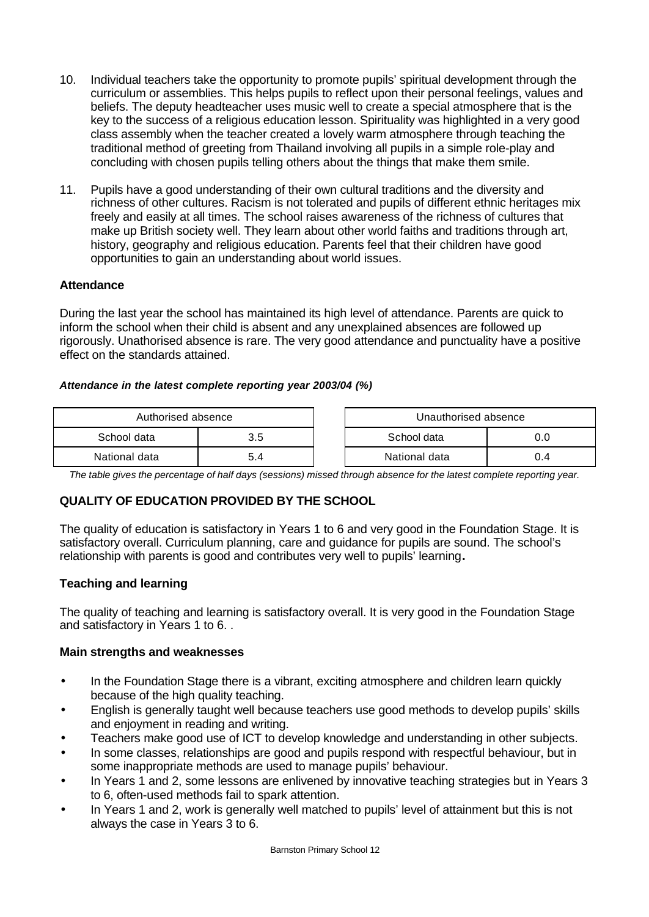10. Individual teachers take the opportunity to promote pupils' spiritual development through the curriculum or assemblies. This helps pupils to reflect upon their personal feelings, values and beliefs. The deputy headteacher uses music well to create a special atmosphere that is the key to the success of a religious education lesson. Spirituality was highlighted in a very good class assembly when the teacher created a lovely warm atmosphere through teaching the traditional method of greeting from Thailand involving all pupils in a simple role-play and concluding with chosen pupils telling others about the things that make them smile.

11. Pupils have a good understanding of their own cultural traditions and the diversity and richness of other cultures. Racism is not tolerated and pupils of different ethnic heritages mix freely and easily at all times. The school raises awareness of the richness of cultures that make up British society well. They learn about other world faiths and traditions through art, history, geography and religious education. Parents feel that their children have good opportunities to gain an understanding about world issues.

### Attendance

During the last year the school has maintained its high level of attendance. Parents are quick to inform the school when their child is absent and any unexplained absences are followed up rigorously. Unathorised absence is rare. The very good attendance and punctuality have a positive effect on the standards attained.

***Attendance in the latest complete reporting year 2003/04 (%)***

| Authorised absence | |
|---|---|
| School data | 3.5 |
| National data | 5.4 |

| Unauthorised absence | |
|---|---|
| School data | 0.0 |
| National data | 0.4 |

*The table gives the percentage of half days (sessions) missed through absence for the latest complete reporting year.*

## QUALITY OF EDUCATION PROVIDED BY THE SCHOOL

The quality of education is satisfactory in Years 1 to 6 and very good in the Foundation Stage. It is satisfactory overall. Curriculum planning, care and guidance for pupils are sound. The school's relationship with parents is good and contributes very well to pupils' learning**.**

### Teaching and learning

The quality of teaching and learning is satisfactory overall. It is very good in the Foundation Stage and satisfactory in Years 1 to 6. .

### Main strengths and weaknesses

- In the Foundation Stage there is a vibrant, exciting atmosphere and children learn quickly because of the high quality teaching.
- English is generally taught well because teachers use good methods to develop pupils' skills and enjoyment in reading and writing.
- Teachers make good use of ICT to develop knowledge and understanding in other subjects.
- In some classes, relationships are good and pupils respond with respectful behaviour, but in some inappropriate methods are used to manage pupils' behaviour.
- In Years 1 and 2, some lessons are enlivened by innovative teaching strategies but in Years 3 to 6, often-used methods fail to spark attention.
- In Years 1 and 2, work is generally well matched to pupils' level of attainment but this is not always the case in Years 3 to 6.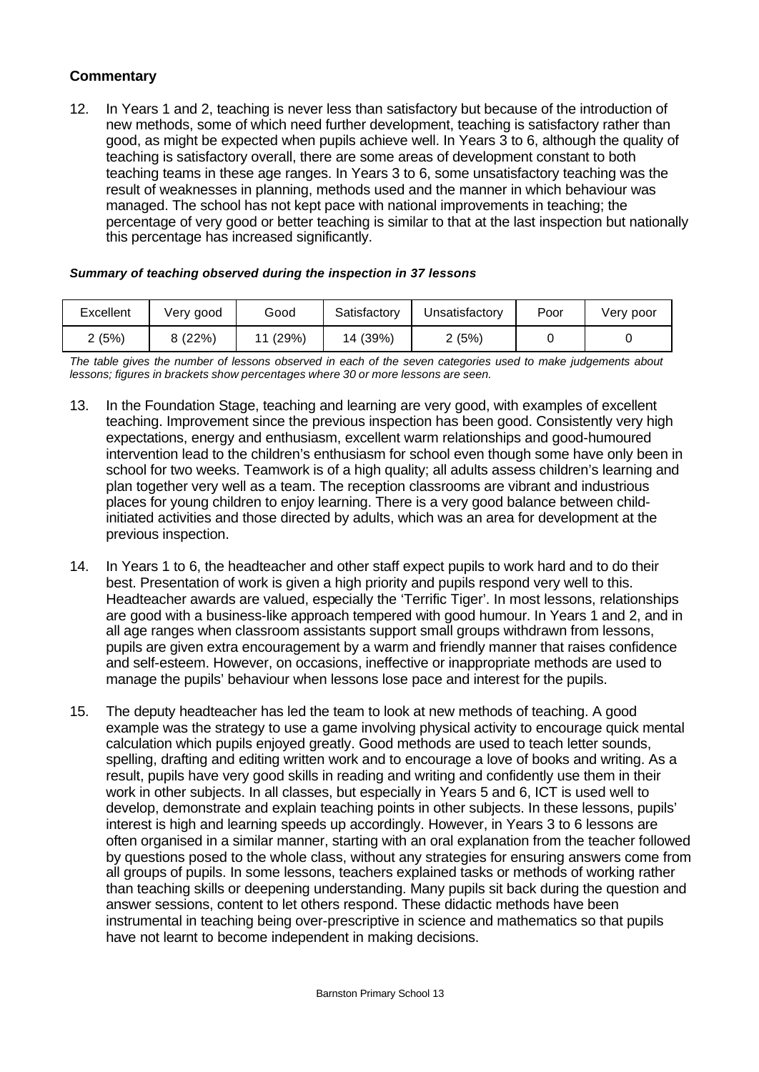### Commentary

12. In Years 1 and 2, teaching is never less than satisfactory but because of the introduction of new methods, some of which need further development, teaching is satisfactory rather than good, as might be expected when pupils achieve well. In Years 3 to 6, although the quality of teaching is satisfactory overall, there are some areas of development constant to both teaching teams in these age ranges. In Years 3 to 6, some unsatisfactory teaching was the result of weaknesses in planning, methods used and the manner in which behaviour was managed. The school has not kept pace with national improvements in teaching; the percentage of very good or better teaching is similar to that at the last inspection but nationally this percentage has increased significantly.

***Summary of teaching observed during the inspection in 37 lessons***

| Excellent | Very good | Good | Satisfactory | Unsatisfactory | Poor | Very poor |
|---|---|---|---|---|---|---|
| 2 (5%) | 8 (22%) | 11 (29%) | 14 (39%) | 2 (5%) | 0 | 0 |

*The table gives the number of lessons observed in each of the seven categories used to make judgements about lessons; figures in brackets show percentages where 30 or more lessons are seen.*

13. In the Foundation Stage, teaching and learning are very good, with examples of excellent teaching. Improvement since the previous inspection has been good. Consistently very high expectations, energy and enthusiasm, excellent warm relationships and good-humoured intervention lead to the children's enthusiasm for school even though some have only been in school for two weeks. Teamwork is of a high quality; all adults assess children's learning and plan together very well as a team. The reception classrooms are vibrant and industrious places for young children to enjoy learning. There is a very good balance between child-initiated activities and those directed by adults, which was an area for development at the previous inspection.

14. In Years 1 to 6, the headteacher and other staff expect pupils to work hard and to do their best. Presentation of work is given a high priority and pupils respond very well to this. Headteacher awards are valued, especially the 'Terrific Tiger'. In most lessons, relationships are good with a business-like approach tempered with good humour. In Years 1 and 2, and in all age ranges when classroom assistants support small groups withdrawn from lessons, pupils are given extra encouragement by a warm and friendly manner that raises confidence and self-esteem. However, on occasions, ineffective or inappropriate methods are used to manage the pupils' behaviour when lessons lose pace and interest for the pupils.

15. The deputy headteacher has led the team to look at new methods of teaching. A good example was the strategy to use a game involving physical activity to encourage quick mental calculation which pupils enjoyed greatly. Good methods are used to teach letter sounds, spelling, drafting and editing written work and to encourage a love of books and writing. As a result, pupils have very good skills in reading and writing and confidently use them in their work in other subjects. In all classes, but especially in Years 5 and 6, ICT is used well to develop, demonstrate and explain teaching points in other subjects. In these lessons, pupils' interest is high and learning speeds up accordingly. However, in Years 3 to 6 lessons are often organised in a similar manner, starting with an oral explanation from the teacher followed by questions posed to the whole class, without any strategies for ensuring answers come from all groups of pupils. In some lessons, teachers explained tasks or methods of working rather than teaching skills or deepening understanding. Many pupils sit back during the question and answer sessions, content to let others respond. These didactic methods have been instrumental in teaching being over-prescriptive in science and mathematics so that pupils have not learnt to become independent in making decisions.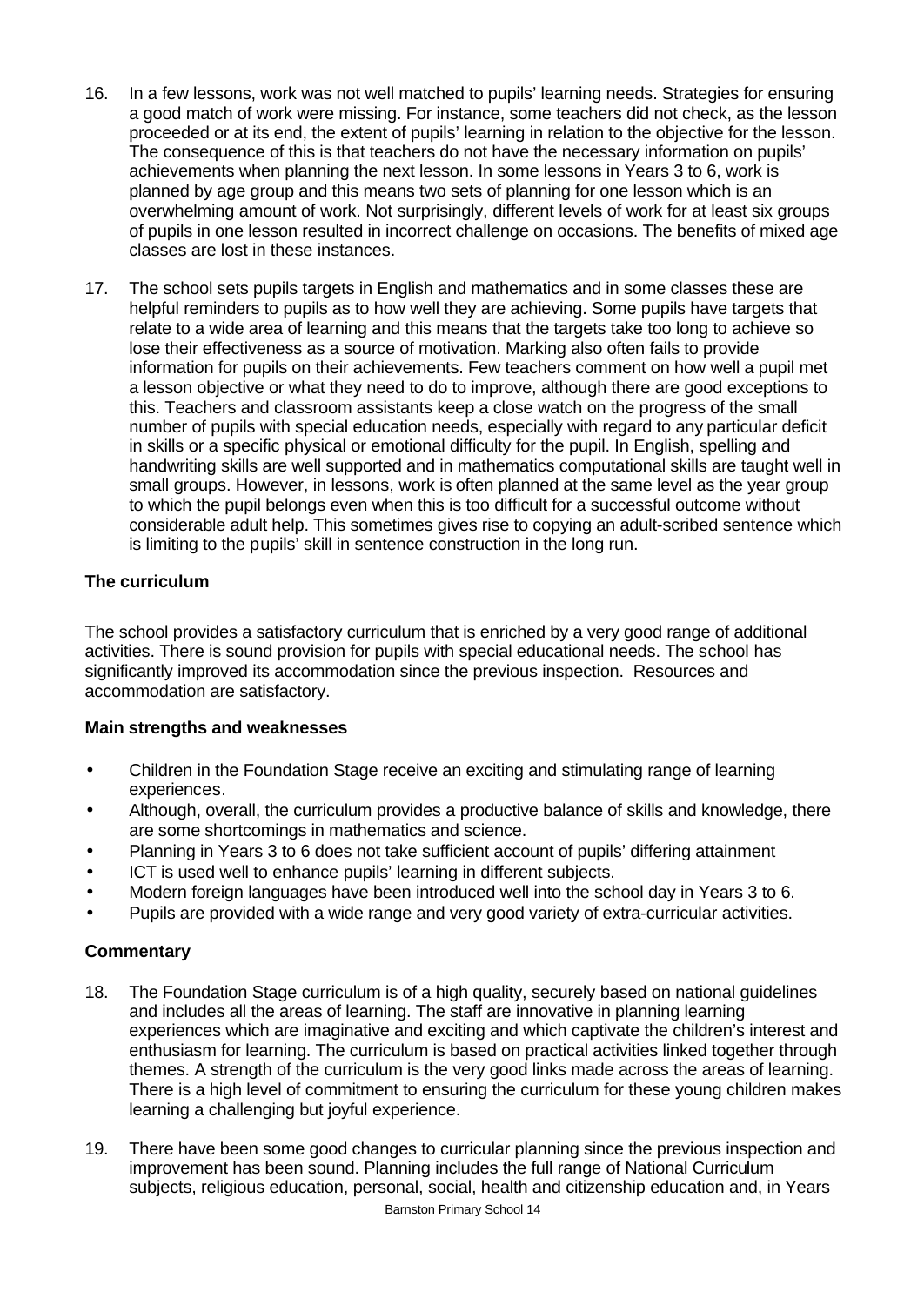16. In a few lessons, work was not well matched to pupils' learning needs. Strategies for ensuring a good match of work were missing. For instance, some teachers did not check, as the lesson proceeded or at its end, the extent of pupils' learning in relation to the objective for the lesson. The consequence of this is that teachers do not have the necessary information on pupils' achievements when planning the next lesson. In some lessons in Years 3 to 6, work is planned by age group and this means two sets of planning for one lesson which is an overwhelming amount of work. Not surprisingly, different levels of work for at least six groups of pupils in one lesson resulted in incorrect challenge on occasions. The benefits of mixed age classes are lost in these instances.

17. The school sets pupils targets in English and mathematics and in some classes these are helpful reminders to pupils as to how well they are achieving. Some pupils have targets that relate to a wide area of learning and this means that the targets take too long to achieve so lose their effectiveness as a source of motivation. Marking also often fails to provide information for pupils on their achievements. Few teachers comment on how well a pupil met a lesson objective or what they need to do to improve, although there are good exceptions to this. Teachers and classroom assistants keep a close watch on the progress of the small number of pupils with special education needs, especially with regard to any particular deficit in skills or a specific physical or emotional difficulty for the pupil. In English, spelling and handwriting skills are well supported and in mathematics computational skills are taught well in small groups. However, in lessons, work is often planned at the same level as the year group to which the pupil belongs even when this is too difficult for a successful outcome without considerable adult help. This sometimes gives rise to copying an adult-scribed sentence which is limiting to the pupils' skill in sentence construction in the long run.

### The curriculum

The school provides a satisfactory curriculum that is enriched by a very good range of additional activities. There is sound provision for pupils with special educational needs. The school has significantly improved its accommodation since the previous inspection. Resources and accommodation are satisfactory.

#### Main strengths and weaknesses

- Children in the Foundation Stage receive an exciting and stimulating range of learning experiences.
- Although, overall, the curriculum provides a productive balance of skills and knowledge, there are some shortcomings in mathematics and science.
- Planning in Years 3 to 6 does not take sufficient account of pupils' differing attainment
- ICT is used well to enhance pupils' learning in different subjects.
- Modern foreign languages have been introduced well into the school day in Years 3 to 6.
- Pupils are provided with a wide range and very good variety of extra-curricular activities.

#### Commentary

18. The Foundation Stage curriculum is of a high quality, securely based on national guidelines and includes all the areas of learning. The staff are innovative in planning learning experiences which are imaginative and exciting and which captivate the children's interest and enthusiasm for learning. The curriculum is based on practical activities linked together through themes. A strength of the curriculum is the very good links made across the areas of learning. There is a high level of commitment to ensuring the curriculum for these young children makes learning a challenging but joyful experience.

19. There have been some good changes to curricular planning since the previous inspection and improvement has been sound. Planning includes the full range of National Curriculum subjects, religious education, personal, social, health and citizenship education and, in Years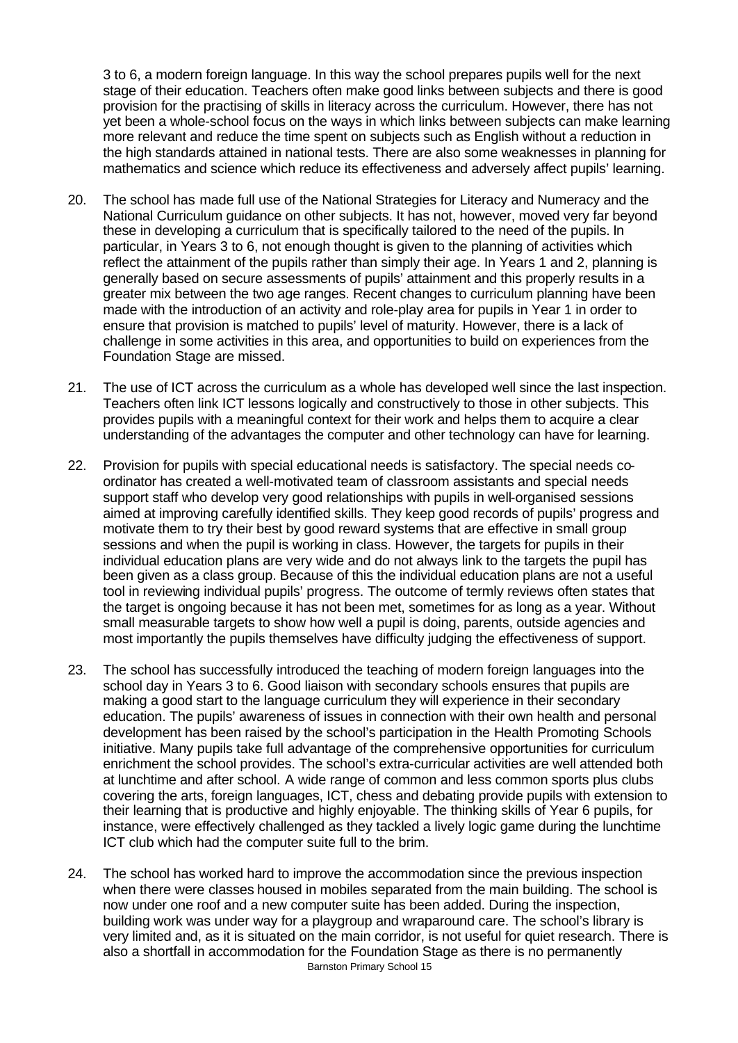3 to 6, a modern foreign language. In this way the school prepares pupils well for the next stage of their education. Teachers often make good links between subjects and there is good provision for the practising of skills in literacy across the curriculum. However, there has not yet been a whole-school focus on the ways in which links between subjects can make learning more relevant and reduce the time spent on subjects such as English without a reduction in the high standards attained in national tests. There are also some weaknesses in planning for mathematics and science which reduce its effectiveness and adversely affect pupils' learning.

20. The school has made full use of the National Strategies for Literacy and Numeracy and the National Curriculum guidance on other subjects. It has not, however, moved very far beyond these in developing a curriculum that is specifically tailored to the need of the pupils. In particular, in Years 3 to 6, not enough thought is given to the planning of activities which reflect the attainment of the pupils rather than simply their age. In Years 1 and 2, planning is generally based on secure assessments of pupils' attainment and this properly results in a greater mix between the two age ranges. Recent changes to curriculum planning have been made with the introduction of an activity and role-play area for pupils in Year 1 in order to ensure that provision is matched to pupils' level of maturity. However, there is a lack of challenge in some activities in this area, and opportunities to build on experiences from the Foundation Stage are missed.

21. The use of ICT across the curriculum as a whole has developed well since the last inspection. Teachers often link ICT lessons logically and constructively to those in other subjects. This provides pupils with a meaningful context for their work and helps them to acquire a clear understanding of the advantages the computer and other technology can have for learning.

22. Provision for pupils with special educational needs is satisfactory. The special needs co-ordinator has created a well-motivated team of classroom assistants and special needs support staff who develop very good relationships with pupils in well-organised sessions aimed at improving carefully identified skills. They keep good records of pupils' progress and motivate them to try their best by good reward systems that are effective in small group sessions and when the pupil is working in class. However, the targets for pupils in their individual education plans are very wide and do not always link to the targets the pupil has been given as a class group. Because of this the individual education plans are not a useful tool in reviewing individual pupils' progress. The outcome of termly reviews often states that the target is ongoing because it has not been met, sometimes for as long as a year. Without small measurable targets to show how well a pupil is doing, parents, outside agencies and most importantly the pupils themselves have difficulty judging the effectiveness of support.

23. The school has successfully introduced the teaching of modern foreign languages into the school day in Years 3 to 6. Good liaison with secondary schools ensures that pupils are making a good start to the language curriculum they will experience in their secondary education. The pupils' awareness of issues in connection with their own health and personal development has been raised by the school's participation in the Health Promoting Schools initiative. Many pupils take full advantage of the comprehensive opportunities for curriculum enrichment the school provides. The school's extra-curricular activities are well attended both at lunchtime and after school. A wide range of common and less common sports plus clubs covering the arts, foreign languages, ICT, chess and debating provide pupils with extension to their learning that is productive and highly enjoyable. The thinking skills of Year 6 pupils, for instance, were effectively challenged as they tackled a lively logic game during the lunchtime ICT club which had the computer suite full to the brim.

24. The school has worked hard to improve the accommodation since the previous inspection when there were classes housed in mobiles separated from the main building. The school is now under one roof and a new computer suite has been added. During the inspection, building work was under way for a playgroup and wraparound care. The school's library is very limited and, as it is situated on the main corridor, is not useful for quiet research. There is also a shortfall in accommodation for the Foundation Stage as there is no permanently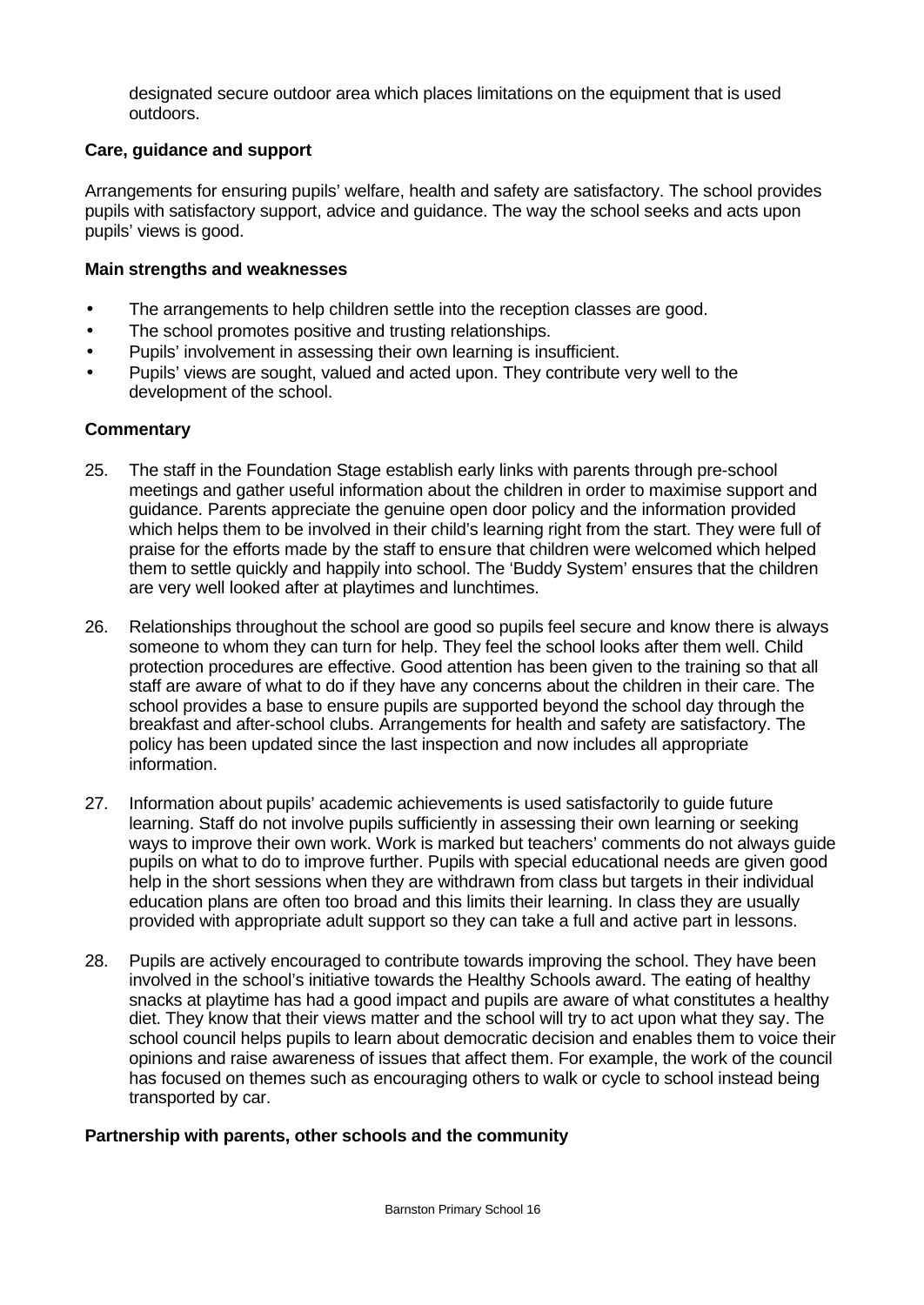designated secure outdoor area which places limitations on the equipment that is used outdoors.

### Care, guidance and support

Arrangements for ensuring pupils' welfare, health and safety are satisfactory. The school provides pupils with satisfactory support, advice and guidance. The way the school seeks and acts upon pupils' views is good.

#### Main strengths and weaknesses

- The arrangements to help children settle into the reception classes are good.
- The school promotes positive and trusting relationships.
- Pupils' involvement in assessing their own learning is insufficient.
- Pupils' views are sought, valued and acted upon. They contribute very well to the development of the school.

#### Commentary

25. The staff in the Foundation Stage establish early links with parents through pre-school meetings and gather useful information about the children in order to maximise support and guidance. Parents appreciate the genuine open door policy and the information provided which helps them to be involved in their child's learning right from the start. They were full of praise for the efforts made by the staff to ensure that children were welcomed which helped them to settle quickly and happily into school. The 'Buddy System' ensures that the children are very well looked after at playtimes and lunchtimes.

26. Relationships throughout the school are good so pupils feel secure and know there is always someone to whom they can turn for help. They feel the school looks after them well. Child protection procedures are effective. Good attention has been given to the training so that all staff are aware of what to do if they have any concerns about the children in their care. The school provides a base to ensure pupils are supported beyond the school day through the breakfast and after-school clubs. Arrangements for health and safety are satisfactory. The policy has been updated since the last inspection and now includes all appropriate information.

27. Information about pupils' academic achievements is used satisfactorily to guide future learning. Staff do not involve pupils sufficiently in assessing their own learning or seeking ways to improve their own work. Work is marked but teachers' comments do not always guide pupils on what to do to improve further. Pupils with special educational needs are given good help in the short sessions when they are withdrawn from class but targets in their individual education plans are often too broad and this limits their learning. In class they are usually provided with appropriate adult support so they can take a full and active part in lessons.

28. Pupils are actively encouraged to contribute towards improving the school. They have been involved in the school's initiative towards the Healthy Schools award. The eating of healthy snacks at playtime has had a good impact and pupils are aware of what constitutes a healthy diet. They know that their views matter and the school will try to act upon what they say. The school council helps pupils to learn about democratic decision and enables them to voice their opinions and raise awareness of issues that affect them. For example, the work of the council has focused on themes such as encouraging others to walk or cycle to school instead being transported by car.

### Partnership with parents, other schools and the community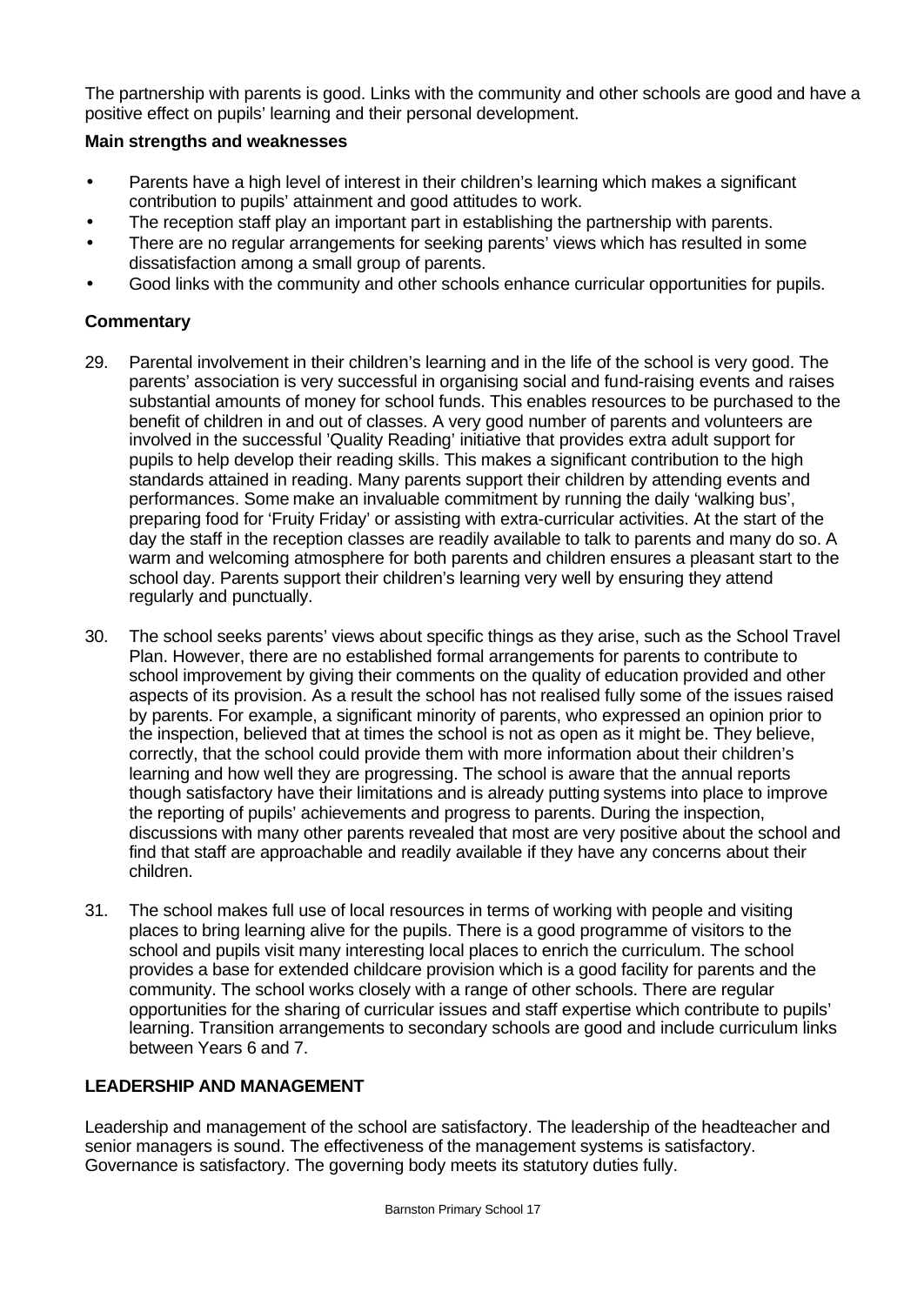The partnership with parents is good. Links with the community and other schools are good and have a positive effect on pupils' learning and their personal development.

**Main strengths and weaknesses**

- Parents have a high level of interest in their children's learning which makes a significant contribution to pupils' attainment and good attitudes to work.
- The reception staff play an important part in establishing the partnership with parents.
- There are no regular arrangements for seeking parents' views which has resulted in some dissatisfaction among a small group of parents.
- Good links with the community and other schools enhance curricular opportunities for pupils.

**Commentary**

29. Parental involvement in their children's learning and in the life of the school is very good. The parents' association is very successful in organising social and fund-raising events and raises substantial amounts of money for school funds. This enables resources to be purchased to the benefit of children in and out of classes. A very good number of parents and volunteers are involved in the successful 'Quality Reading' initiative that provides extra adult support for pupils to help develop their reading skills. This makes a significant contribution to the high standards attained in reading. Many parents support their children by attending events and performances. Some make an invaluable commitment by running the daily 'walking bus', preparing food for 'Fruity Friday' or assisting with extra-curricular activities. At the start of the day the staff in the reception classes are readily available to talk to parents and many do so. A warm and welcoming atmosphere for both parents and children ensures a pleasant start to the school day. Parents support their children's learning very well by ensuring they attend regularly and punctually.

30. The school seeks parents' views about specific things as they arise, such as the School Travel Plan. However, there are no established formal arrangements for parents to contribute to school improvement by giving their comments on the quality of education provided and other aspects of its provision. As a result the school has not realised fully some of the issues raised by parents. For example, a significant minority of parents, who expressed an opinion prior to the inspection, believed that at times the school is not as open as it might be. They believe, correctly, that the school could provide them with more information about their children's learning and how well they are progressing. The school is aware that the annual reports though satisfactory have their limitations and is already putting systems into place to improve the reporting of pupils' achievements and progress to parents. During the inspection, discussions with many other parents revealed that most are very positive about the school and find that staff are approachable and readily available if they have any concerns about their children.

31. The school makes full use of local resources in terms of working with people and visiting places to bring learning alive for the pupils. There is a good programme of visitors to the school and pupils visit many interesting local places to enrich the curriculum. The school provides a base for extended childcare provision which is a good facility for parents and the community. The school works closely with a range of other schools. There are regular opportunities for the sharing of curricular issues and staff expertise which contribute to pupils' learning. Transition arrangements to secondary schools are good and include curriculum links between Years 6 and 7.

## LEADERSHIP AND MANAGEMENT

Leadership and management of the school are satisfactory. The leadership of the headteacher and senior managers is sound. The effectiveness of the management systems is satisfactory. Governance is satisfactory. The governing body meets its statutory duties fully.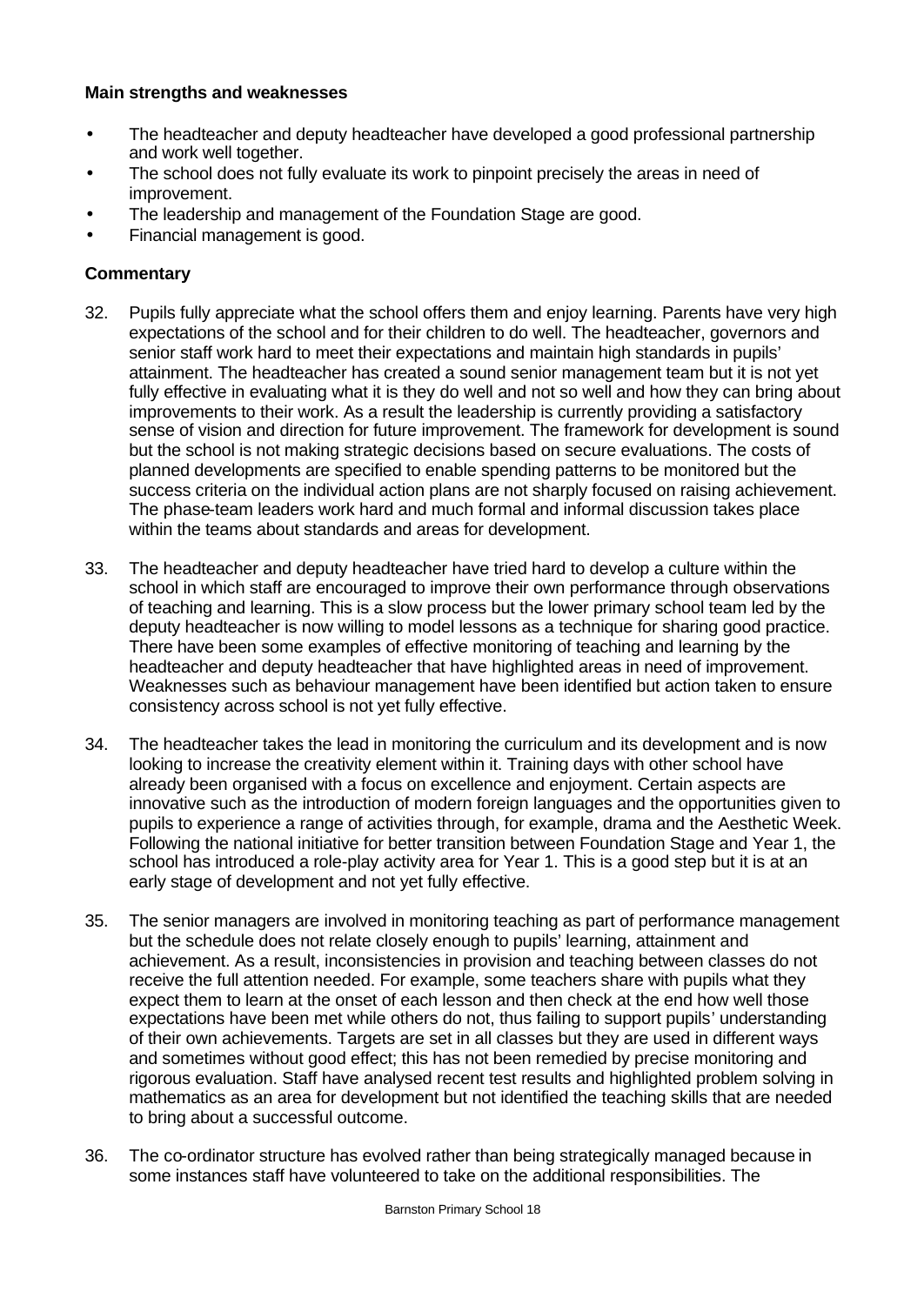**Main strengths and weaknesses**

- The headteacher and deputy headteacher have developed a good professional partnership and work well together.
- The school does not fully evaluate its work to pinpoint precisely the areas in need of improvement.
- The leadership and management of the Foundation Stage are good.
- Financial management is good.

**Commentary**

32. Pupils fully appreciate what the school offers them and enjoy learning. Parents have very high expectations of the school and for their children to do well. The headteacher, governors and senior staff work hard to meet their expectations and maintain high standards in pupils' attainment. The headteacher has created a sound senior management team but it is not yet fully effective in evaluating what it is they do well and not so well and how they can bring about improvements to their work. As a result the leadership is currently providing a satisfactory sense of vision and direction for future improvement. The framework for development is sound but the school is not making strategic decisions based on secure evaluations. The costs of planned developments are specified to enable spending patterns to be monitored but the success criteria on the individual action plans are not sharply focused on raising achievement. The phase-team leaders work hard and much formal and informal discussion takes place within the teams about standards and areas for development.

33. The headteacher and deputy headteacher have tried hard to develop a culture within the school in which staff are encouraged to improve their own performance through observations of teaching and learning. This is a slow process but the lower primary school team led by the deputy headteacher is now willing to model lessons as a technique for sharing good practice. There have been some examples of effective monitoring of teaching and learning by the headteacher and deputy headteacher that have highlighted areas in need of improvement. Weaknesses such as behaviour management have been identified but action taken to ensure consistency across school is not yet fully effective.

34. The headteacher takes the lead in monitoring the curriculum and its development and is now looking to increase the creativity element within it. Training days with other school have already been organised with a focus on excellence and enjoyment. Certain aspects are innovative such as the introduction of modern foreign languages and the opportunities given to pupils to experience a range of activities through, for example, drama and the Aesthetic Week. Following the national initiative for better transition between Foundation Stage and Year 1, the school has introduced a role-play activity area for Year 1. This is a good step but it is at an early stage of development and not yet fully effective.

35. The senior managers are involved in monitoring teaching as part of performance management but the schedule does not relate closely enough to pupils' learning, attainment and achievement. As a result, inconsistencies in provision and teaching between classes do not receive the full attention needed. For example, some teachers share with pupils what they expect them to learn at the onset of each lesson and then check at the end how well those expectations have been met while others do not, thus failing to support pupils' understanding of their own achievements. Targets are set in all classes but they are used in different ways and sometimes without good effect; this has not been remedied by precise monitoring and rigorous evaluation. Staff have analysed recent test results and highlighted problem solving in mathematics as an area for development but not identified the teaching skills that are needed to bring about a successful outcome.

36. The co-ordinator structure has evolved rather than being strategically managed because in some instances staff have volunteered to take on the additional responsibilities. The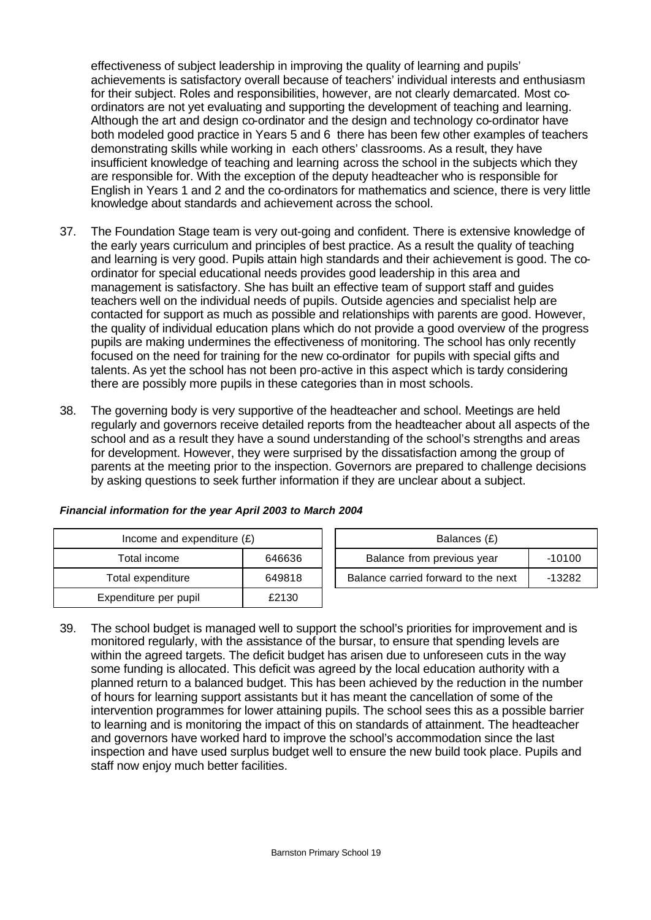effectiveness of subject leadership in improving the quality of learning and pupils' achievements is satisfactory overall because of teachers' individual interests and enthusiasm for their subject. Roles and responsibilities, however, are not clearly demarcated. Most co-ordinators are not yet evaluating and supporting the development of teaching and learning. Although the art and design co-ordinator and the design and technology co-ordinator have both modeled good practice in Years 5 and 6 there has been few other examples of teachers demonstrating skills while working in each others' classrooms. As a result, they have insufficient knowledge of teaching and learning across the school in the subjects which they are responsible for. With the exception of the deputy headteacher who is responsible for English in Years 1 and 2 and the co-ordinators for mathematics and science, there is very little knowledge about standards and achievement across the school.

37. The Foundation Stage team is very out-going and confident. There is extensive knowledge of the early years curriculum and principles of best practice. As a result the quality of teaching and learning is very good. Pupils attain high standards and their achievement is good. The co-ordinator for special educational needs provides good leadership in this area and management is satisfactory. She has built an effective team of support staff and guides teachers well on the individual needs of pupils. Outside agencies and specialist help are contacted for support as much as possible and relationships with parents are good. However, the quality of individual education plans which do not provide a good overview of the progress pupils are making undermines the effectiveness of monitoring. The school has only recently focused on the need for training for the new co-ordinator for pupils with special gifts and talents. As yet the school has not been pro-active in this aspect which is tardy considering there are possibly more pupils in these categories than in most schools.

38. The governing body is very supportive of the headteacher and school. Meetings are held regularly and governors receive detailed reports from the headteacher about all aspects of the school and as a result they have a sound understanding of the school's strengths and areas for development. However, they were surprised by the dissatisfaction among the group of parents at the meeting prior to the inspection. Governors are prepared to challenge decisions by asking questions to seek further information if they are unclear about a subject.

***Financial information for the year April 2003 to March 2004***

| Income and expenditure (£) | |
|---|---|
| Total income | 646636 |
| Total expenditure | 649818 |
| Expenditure per pupil | £2130 |

| Balances (£) | |
|---|---|
| Balance from previous year | -10100 |
| Balance carried forward to the next | -13282 |

39. The school budget is managed well to support the school's priorities for improvement and is monitored regularly, with the assistance of the bursar, to ensure that spending levels are within the agreed targets. The deficit budget has arisen due to unforeseen cuts in the way some funding is allocated. This deficit was agreed by the local education authority with a planned return to a balanced budget. This has been achieved by the reduction in the number of hours for learning support assistants but it has meant the cancellation of some of the intervention programmes for lower attaining pupils. The school sees this as a possible barrier to learning and is monitoring the impact of this on standards of attainment. The headteacher and governors have worked hard to improve the school's accommodation since the last inspection and have used surplus budget well to ensure the new build took place. Pupils and staff now enjoy much better facilities.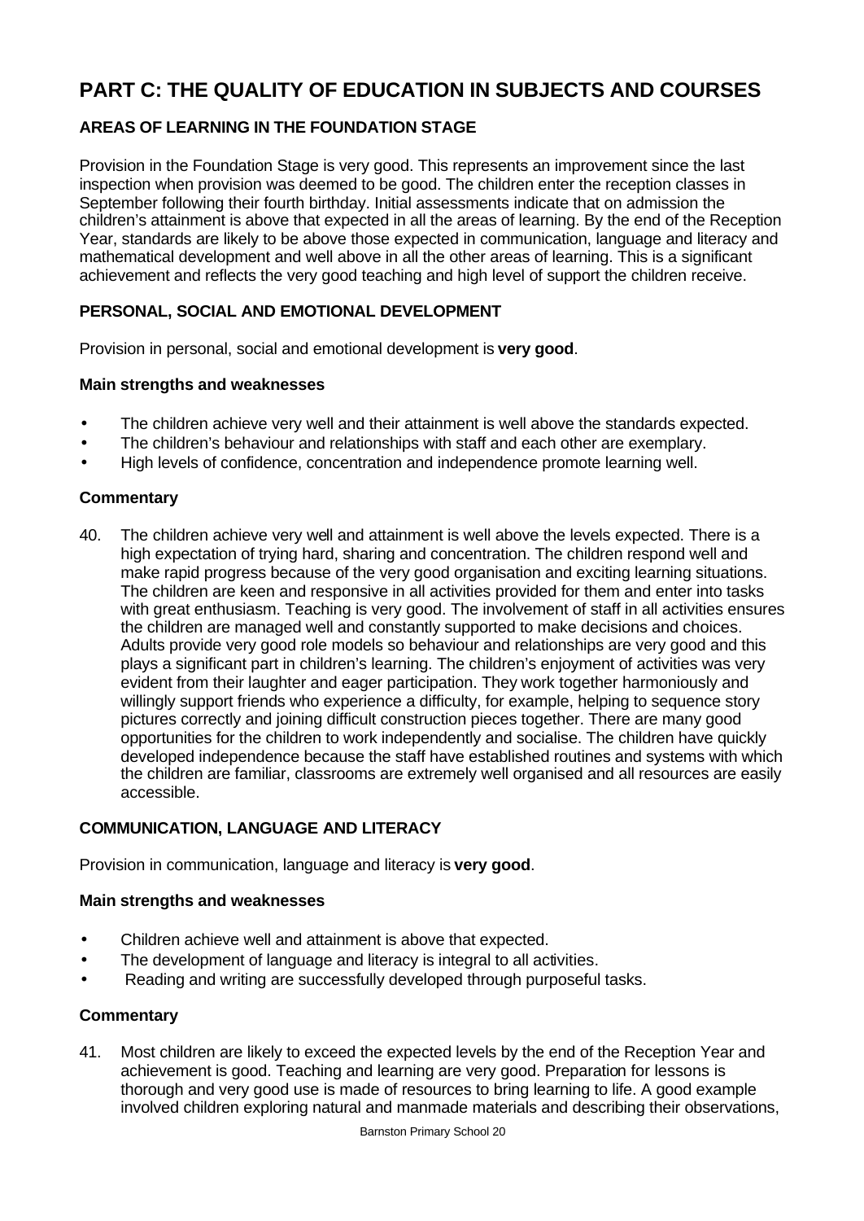# PART C: THE QUALITY OF EDUCATION IN SUBJECTS AND COURSES

## AREAS OF LEARNING IN THE FOUNDATION STAGE

Provision in the Foundation Stage is very good. This represents an improvement since the last inspection when provision was deemed to be good. The children enter the reception classes in September following their fourth birthday. Initial assessments indicate that on admission the children's attainment is above that expected in all the areas of learning. By the end of the Reception Year, standards are likely to be above those expected in communication, language and literacy and mathematical development and well above in all the other areas of learning. This is a significant achievement and reflects the very good teaching and high level of support the children receive.

## PERSONAL, SOCIAL AND EMOTIONAL DEVELOPMENT

Provision in personal, social and emotional development is **very good**.

### Main strengths and weaknesses

- The children achieve very well and their attainment is well above the standards expected.
- The children's behaviour and relationships with staff and each other are exemplary.
- High levels of confidence, concentration and independence promote learning well.

### Commentary

40. The children achieve very well and attainment is well above the levels expected. There is a high expectation of trying hard, sharing and concentration. The children respond well and make rapid progress because of the very good organisation and exciting learning situations. The children are keen and responsive in all activities provided for them and enter into tasks with great enthusiasm. Teaching is very good. The involvement of staff in all activities ensures the children are managed well and constantly supported to make decisions and choices. Adults provide very good role models so behaviour and relationships are very good and this plays a significant part in children's learning. The children's enjoyment of activities was very evident from their laughter and eager participation. They work together harmoniously and willingly support friends who experience a difficulty, for example, helping to sequence story pictures correctly and joining difficult construction pieces together. There are many good opportunities for the children to work independently and socialise. The children have quickly developed independence because the staff have established routines and systems with which the children are familiar, classrooms are extremely well organised and all resources are easily accessible.

## COMMUNICATION, LANGUAGE AND LITERACY

Provision in communication, language and literacy is **very good**.

### Main strengths and weaknesses

- Children achieve well and attainment is above that expected.
- The development of language and literacy is integral to all activities.
- Reading and writing are successfully developed through purposeful tasks.

### Commentary

41. Most children are likely to exceed the expected levels by the end of the Reception Year and achievement is good. Teaching and learning are very good. Preparation for lessons is thorough and very good use is made of resources to bring learning to life. A good example involved children exploring natural and manmade materials and describing their observations,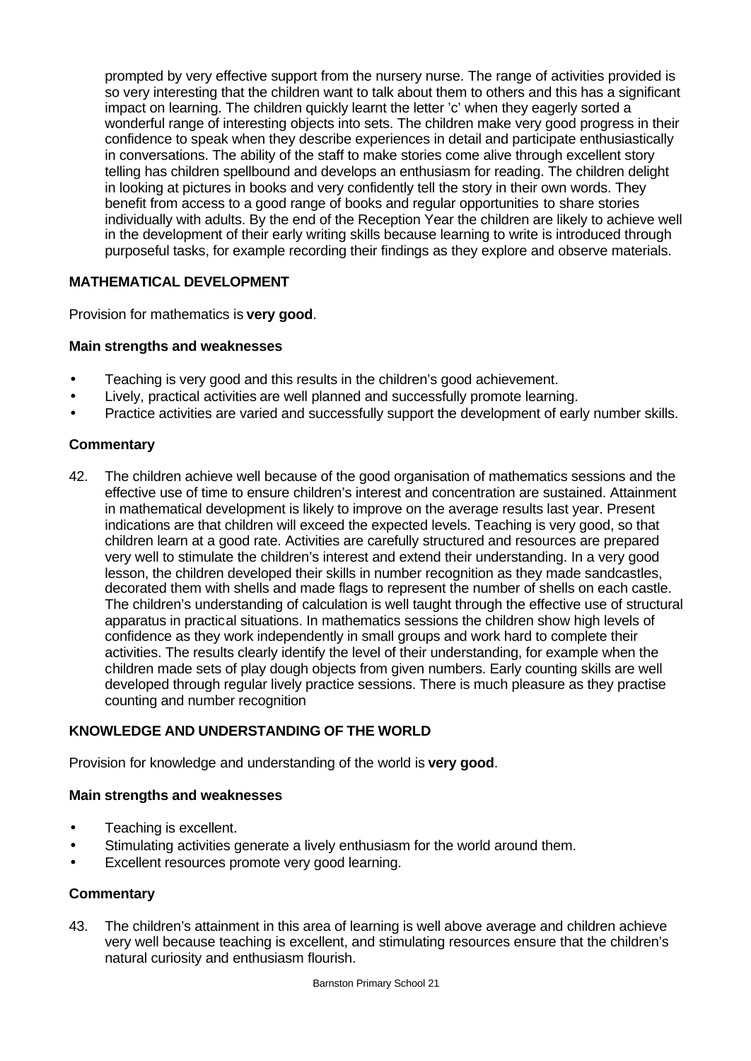prompted by very effective support from the nursery nurse. The range of activities provided is so very interesting that the children want to talk about them to others and this has a significant impact on learning. The children quickly learnt the letter 'c' when they eagerly sorted a wonderful range of interesting objects into sets. The children make very good progress in their confidence to speak when they describe experiences in detail and participate enthusiastically in conversations. The ability of the staff to make stories come alive through excellent story telling has children spellbound and develops an enthusiasm for reading. The children delight in looking at pictures in books and very confidently tell the story in their own words. They benefit from access to a good range of books and regular opportunities to share stories individually with adults. By the end of the Reception Year the children are likely to achieve well in the development of their early writing skills because learning to write is introduced through purposeful tasks, for example recording their findings as they explore and observe materials.

## MATHEMATICAL DEVELOPMENT

Provision for mathematics is **very good**.

### Main strengths and weaknesses

- Teaching is very good and this results in the children's good achievement.
- Lively, practical activities are well planned and successfully promote learning.
- Practice activities are varied and successfully support the development of early number skills.

### Commentary

42. The children achieve well because of the good organisation of mathematics sessions and the effective use of time to ensure children's interest and concentration are sustained. Attainment in mathematical development is likely to improve on the average results last year. Present indications are that children will exceed the expected levels. Teaching is very good, so that children learn at a good rate. Activities are carefully structured and resources are prepared very well to stimulate the children's interest and extend their understanding. In a very good lesson, the children developed their skills in number recognition as they made sandcastles, decorated them with shells and made flags to represent the number of shells on each castle. The children's understanding of calculation is well taught through the effective use of structural apparatus in practical situations. In mathematics sessions the children show high levels of confidence as they work independently in small groups and work hard to complete their activities. The results clearly identify the level of their understanding, for example when the children made sets of play dough objects from given numbers. Early counting skills are well developed through regular lively practice sessions. There is much pleasure as they practise counting and number recognition

## KNOWLEDGE AND UNDERSTANDING OF THE WORLD

Provision for knowledge and understanding of the world is **very good**.

### Main strengths and weaknesses

- Teaching is excellent.
- Stimulating activities generate a lively enthusiasm for the world around them.
- Excellent resources promote very good learning.

### Commentary

43. The children's attainment in this area of learning is well above average and children achieve very well because teaching is excellent, and stimulating resources ensure that the children's natural curiosity and enthusiasm flourish.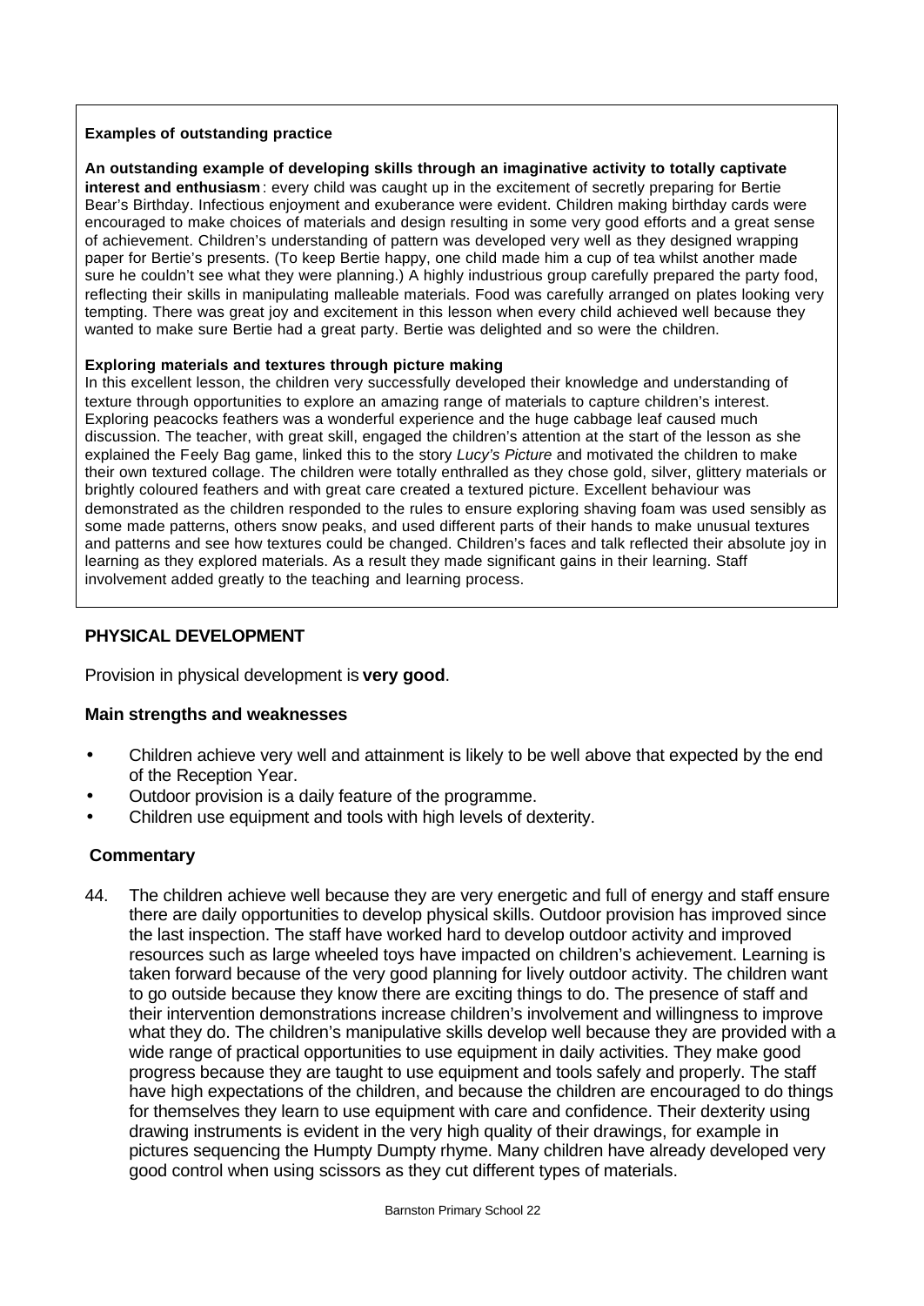**Examples of outstanding practice**

**An outstanding example of developing skills through an imaginative activity to totally captivate interest and enthusiasm**: every child was caught up in the excitement of secretly preparing for Bertie Bear's Birthday. Infectious enjoyment and exuberance were evident. Children making birthday cards were encouraged to make choices of materials and design resulting in some very good efforts and a great sense of achievement. Children's understanding of pattern was developed very well as they designed wrapping paper for Bertie's presents. (To keep Bertie happy, one child made him a cup of tea whilst another made sure he couldn't see what they were planning.) A highly industrious group carefully prepared the party food, reflecting their skills in manipulating malleable materials. Food was carefully arranged on plates looking very tempting. There was great joy and excitement in this lesson when every child achieved well because they wanted to make sure Bertie had a great party. Bertie was delighted and so were the children.

**Exploring materials and textures through picture making**

In this excellent lesson, the children very successfully developed their knowledge and understanding of texture through opportunities to explore an amazing range of materials to capture children's interest. Exploring peacocks feathers was a wonderful experience and the huge cabbage leaf caused much discussion. The teacher, with great skill, engaged the children's attention at the start of the lesson as she explained the Feely Bag game, linked this to the story *Lucy's Picture* and motivated the children to make their own textured collage. The children were totally enthralled as they chose gold, silver, glittery materials or brightly coloured feathers and with great care created a textured picture. Excellent behaviour was demonstrated as the children responded to the rules to ensure exploring shaving foam was used sensibly as some made patterns, others snow peaks, and used different parts of their hands to make unusual textures and patterns and see how textures could be changed. Children's faces and talk reflected their absolute joy in learning as they explored materials. As a result they made significant gains in their learning. Staff involvement added greatly to the teaching and learning process.

## PHYSICAL DEVELOPMENT

Provision in physical development is **very good**.

### Main strengths and weaknesses

- Children achieve very well and attainment is likely to be well above that expected by the end of the Reception Year.
- Outdoor provision is a daily feature of the programme.
- Children use equipment and tools with high levels of dexterity.

### Commentary

44. The children achieve well because they are very energetic and full of energy and staff ensure there are daily opportunities to develop physical skills. Outdoor provision has improved since the last inspection. The staff have worked hard to develop outdoor activity and improved resources such as large wheeled toys have impacted on children's achievement. Learning is taken forward because of the very good planning for lively outdoor activity. The children want to go outside because they know there are exciting things to do. The presence of staff and their intervention demonstrations increase children's involvement and willingness to improve what they do. The children's manipulative skills develop well because they are provided with a wide range of practical opportunities to use equipment in daily activities. They make good progress because they are taught to use equipment and tools safely and properly. The staff have high expectations of the children, and because the children are encouraged to do things for themselves they learn to use equipment with care and confidence. Their dexterity using drawing instruments is evident in the very high quality of their drawings, for example in pictures sequencing the Humpty Dumpty rhyme. Many children have already developed very good control when using scissors as they cut different types of materials.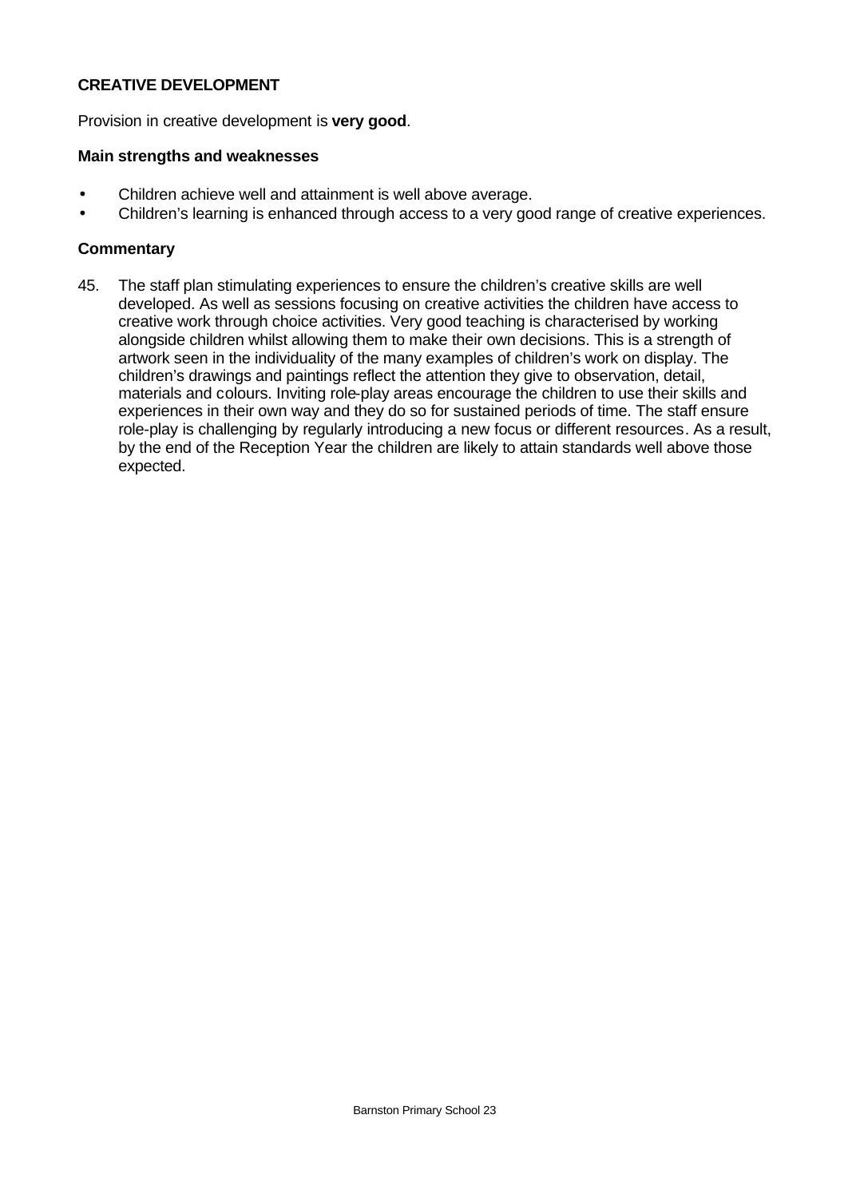## CREATIVE DEVELOPMENT

Provision in creative development is **very good**.

### Main strengths and weaknesses

- Children achieve well and attainment is well above average.
- Children's learning is enhanced through access to a very good range of creative experiences.

### Commentary

45. The staff plan stimulating experiences to ensure the children's creative skills are well developed. As well as sessions focusing on creative activities the children have access to creative work through choice activities. Very good teaching is characterised by working alongside children whilst allowing them to make their own decisions. This is a strength of artwork seen in the individuality of the many examples of children's work on display. The children's drawings and paintings reflect the attention they give to observation, detail, materials and colours. Inviting role-play areas encourage the children to use their skills and experiences in their own way and they do so for sustained periods of time. The staff ensure role-play is challenging by regularly introducing a new focus or different resources. As a result, by the end of the Reception Year the children are likely to attain standards well above those expected.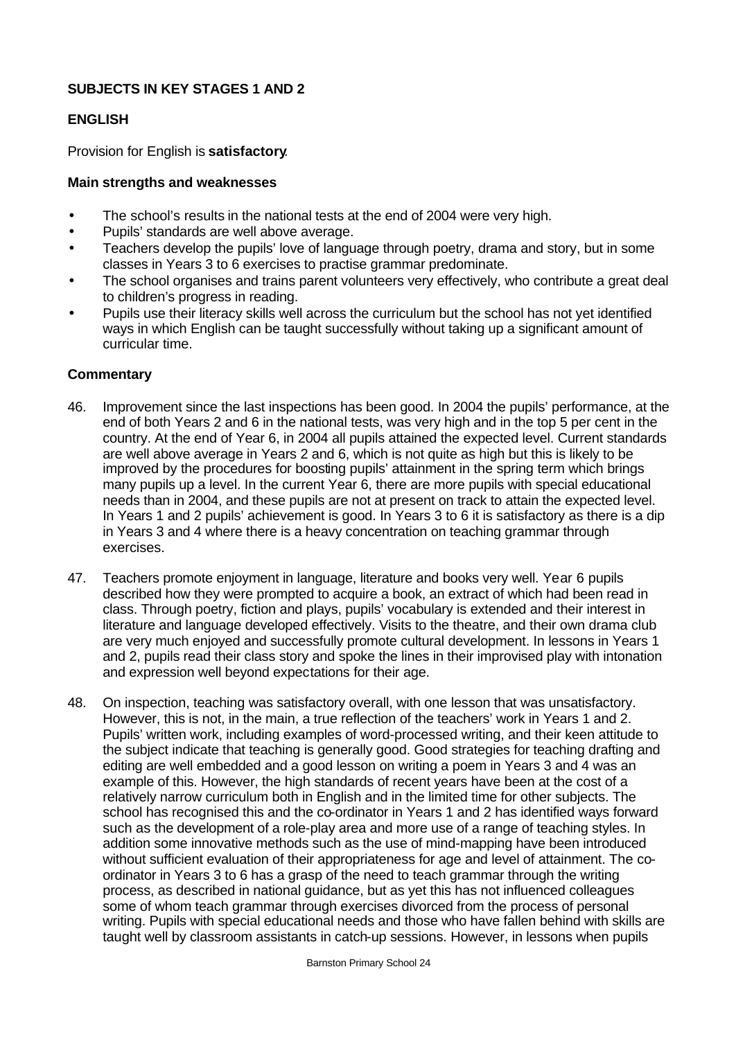**SUBJECTS IN KEY STAGES 1 AND 2**

**ENGLISH**

Provision for English is **satisfactory**.

**Main strengths and weaknesses**

- The school's results in the national tests at the end of 2004 were very high.
- Pupils' standards are well above average.
- Teachers develop the pupils' love of language through poetry, drama and story, but in some classes in Years 3 to 6 exercises to practise grammar predominate.
- The school organises and trains parent volunteers very effectively, who contribute a great deal to children's progress in reading.
- Pupils use their literacy skills well across the curriculum but the school has not yet identified ways in which English can be taught successfully without taking up a significant amount of curricular time.

**Commentary**

46. Improvement since the last inspections has been good. In 2004 the pupils' performance, at the end of both Years 2 and 6 in the national tests, was very high and in the top 5 per cent in the country. At the end of Year 6, in 2004 all pupils attained the expected level. Current standards are well above average in Years 2 and 6, which is not quite as high but this is likely to be improved by the procedures for boosting pupils' attainment in the spring term which brings many pupils up a level. In the current Year 6, there are more pupils with special educational needs than in 2004, and these pupils are not at present on track to attain the expected level. In Years 1 and 2 pupils' achievement is good. In Years 3 to 6 it is satisfactory as there is a dip in Years 3 and 4 where there is a heavy concentration on teaching grammar through exercises.

47. Teachers promote enjoyment in language, literature and books very well. Year 6 pupils described how they were prompted to acquire a book, an extract of which had been read in class. Through poetry, fiction and plays, pupils' vocabulary is extended and their interest in literature and language developed effectively. Visits to the theatre, and their own drama club are very much enjoyed and successfully promote cultural development. In lessons in Years 1 and 2, pupils read their class story and spoke the lines in their improvised play with intonation and expression well beyond expectations for their age.

48. On inspection, teaching was satisfactory overall, with one lesson that was unsatisfactory. However, this is not, in the main, a true reflection of the teachers' work in Years 1 and 2. Pupils' written work, including examples of word-processed writing, and their keen attitude to the subject indicate that teaching is generally good. Good strategies for teaching drafting and editing are well embedded and a good lesson on writing a poem in Years 3 and 4 was an example of this. However, the high standards of recent years have been at the cost of a relatively narrow curriculum both in English and in the limited time for other subjects. The school has recognised this and the co-ordinator in Years 1 and 2 has identified ways forward such as the development of a role-play area and more use of a range of teaching styles. In addition some innovative methods such as the use of mind-mapping have been introduced without sufficient evaluation of their appropriateness for age and level of attainment. The co-ordinator in Years 3 to 6 has a grasp of the need to teach grammar through the writing process, as described in national guidance, but as yet this has not influenced colleagues some of whom teach grammar through exercises divorced from the process of personal writing. Pupils with special educational needs and those who have fallen behind with skills are taught well by classroom assistants in catch-up sessions. However, in lessons when pupils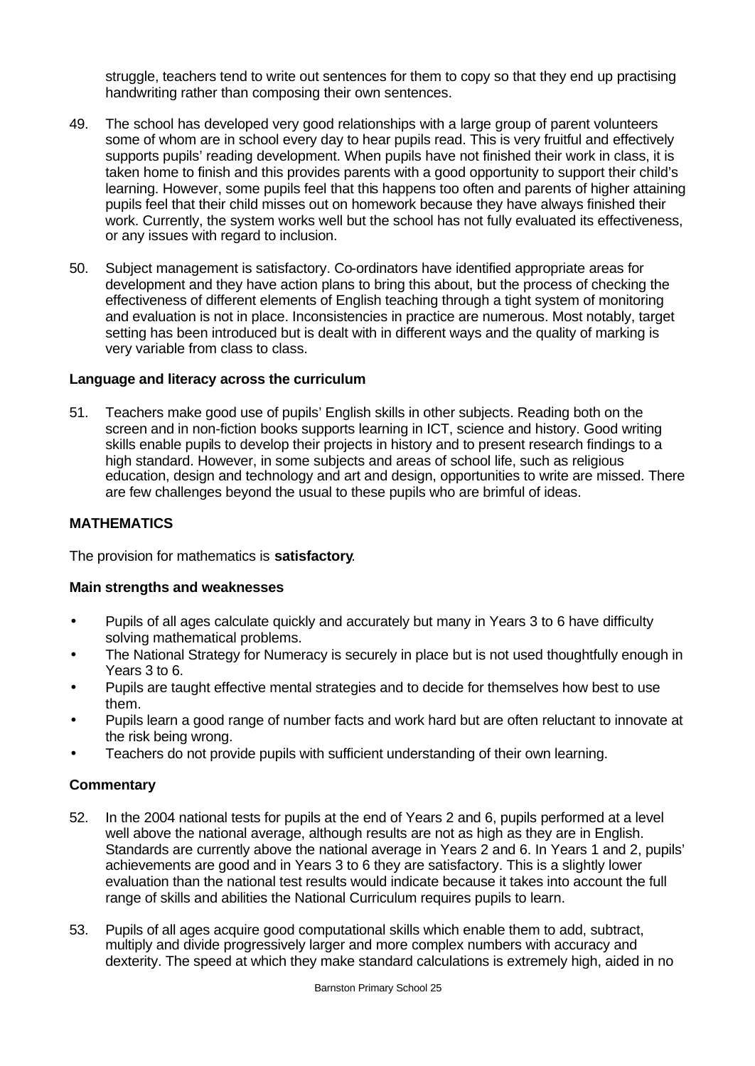struggle, teachers tend to write out sentences for them to copy so that they end up practising handwriting rather than composing their own sentences.

49. The school has developed very good relationships with a large group of parent volunteers some of whom are in school every day to hear pupils read. This is very fruitful and effectively supports pupils' reading development. When pupils have not finished their work in class, it is taken home to finish and this provides parents with a good opportunity to support their child's learning. However, some pupils feel that this happens too often and parents of higher attaining pupils feel that their child misses out on homework because they have always finished their work. Currently, the system works well but the school has not fully evaluated its effectiveness, or any issues with regard to inclusion.

50. Subject management is satisfactory. Co-ordinators have identified appropriate areas for development and they have action plans to bring this about, but the process of checking the effectiveness of different elements of English teaching through a tight system of monitoring and evaluation is not in place. Inconsistencies in practice are numerous. Most notably, target setting has been introduced but is dealt with in different ways and the quality of marking is very variable from class to class.

### Language and literacy across the curriculum

51. Teachers make good use of pupils' English skills in other subjects. Reading both on the screen and in non-fiction books supports learning in ICT, science and history. Good writing skills enable pupils to develop their projects in history and to present research findings to a high standard. However, in some subjects and areas of school life, such as religious education, design and technology and art and design, opportunities to write are missed. There are few challenges beyond the usual to these pupils who are brimful of ideas.

## MATHEMATICS

The provision for mathematics is **satisfactory**.

### Main strengths and weaknesses

- Pupils of all ages calculate quickly and accurately but many in Years 3 to 6 have difficulty solving mathematical problems.
- The National Strategy for Numeracy is securely in place but is not used thoughtfully enough in Years 3 to 6.
- Pupils are taught effective mental strategies and to decide for themselves how best to use them.
- Pupils learn a good range of number facts and work hard but are often reluctant to innovate at the risk being wrong.
- Teachers do not provide pupils with sufficient understanding of their own learning.

### Commentary

52. In the 2004 national tests for pupils at the end of Years 2 and 6, pupils performed at a level well above the national average, although results are not as high as they are in English. Standards are currently above the national average in Years 2 and 6. In Years 1 and 2, pupils' achievements are good and in Years 3 to 6 they are satisfactory. This is a slightly lower evaluation than the national test results would indicate because it takes into account the full range of skills and abilities the National Curriculum requires pupils to learn.

53. Pupils of all ages acquire good computational skills which enable them to add, subtract, multiply and divide progressively larger and more complex numbers with accuracy and dexterity. The speed at which they make standard calculations is extremely high, aided in no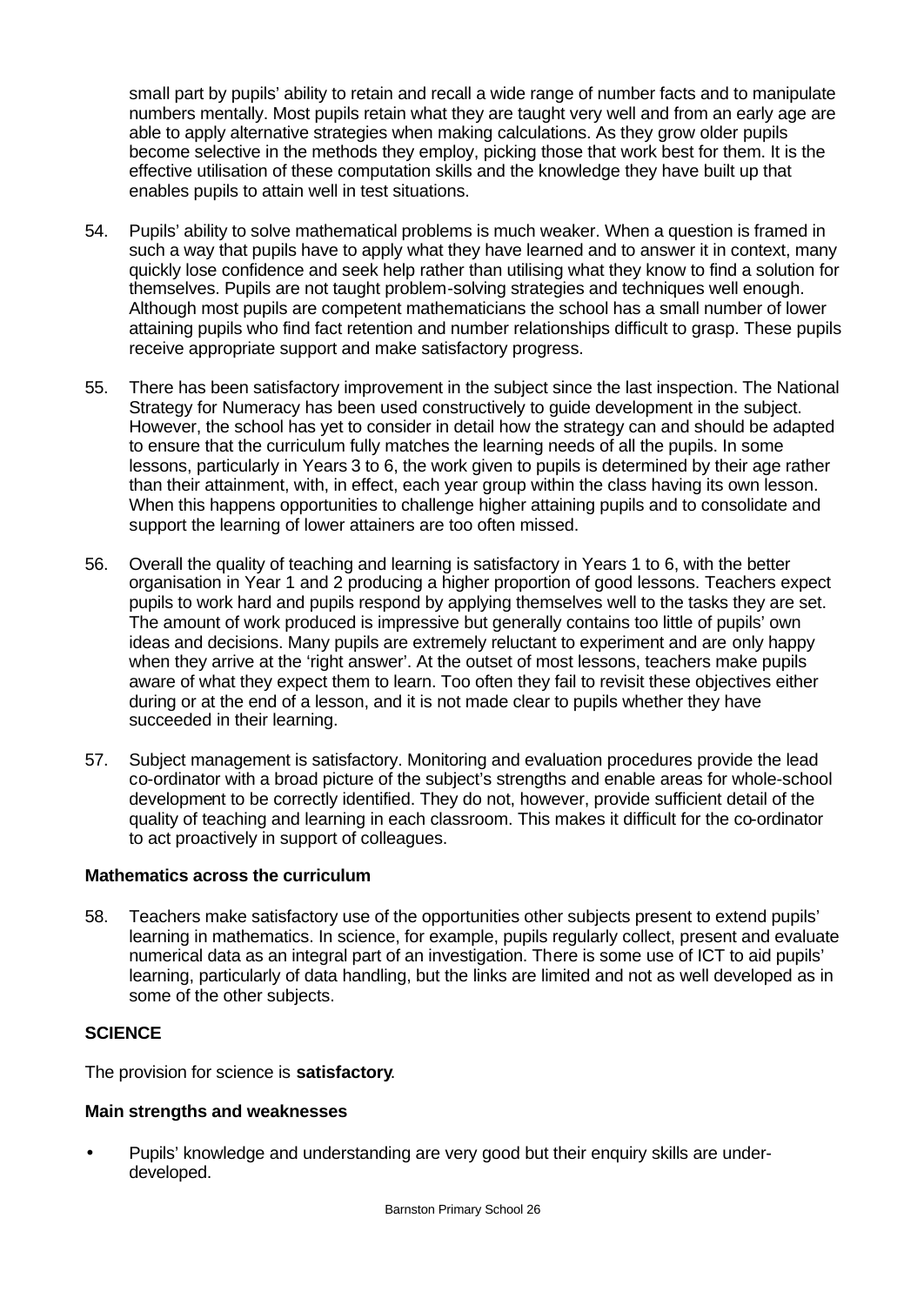small part by pupils' ability to retain and recall a wide range of number facts and to manipulate numbers mentally. Most pupils retain what they are taught very well and from an early age are able to apply alternative strategies when making calculations. As they grow older pupils become selective in the methods they employ, picking those that work best for them. It is the effective utilisation of these computation skills and the knowledge they have built up that enables pupils to attain well in test situations.

54. Pupils' ability to solve mathematical problems is much weaker. When a question is framed in such a way that pupils have to apply what they have learned and to answer it in context, many quickly lose confidence and seek help rather than utilising what they know to find a solution for themselves. Pupils are not taught problem-solving strategies and techniques well enough. Although most pupils are competent mathematicians the school has a small number of lower attaining pupils who find fact retention and number relationships difficult to grasp. These pupils receive appropriate support and make satisfactory progress.

55. There has been satisfactory improvement in the subject since the last inspection. The National Strategy for Numeracy has been used constructively to guide development in the subject. However, the school has yet to consider in detail how the strategy can and should be adapted to ensure that the curriculum fully matches the learning needs of all the pupils. In some lessons, particularly in Years 3 to 6, the work given to pupils is determined by their age rather than their attainment, with, in effect, each year group within the class having its own lesson. When this happens opportunities to challenge higher attaining pupils and to consolidate and support the learning of lower attainers are too often missed.

56. Overall the quality of teaching and learning is satisfactory in Years 1 to 6, with the better organisation in Year 1 and 2 producing a higher proportion of good lessons. Teachers expect pupils to work hard and pupils respond by applying themselves well to the tasks they are set. The amount of work produced is impressive but generally contains too little of pupils' own ideas and decisions. Many pupils are extremely reluctant to experiment and are only happy when they arrive at the 'right answer'. At the outset of most lessons, teachers make pupils aware of what they expect them to learn. Too often they fail to revisit these objectives either during or at the end of a lesson, and it is not made clear to pupils whether they have succeeded in their learning.

57. Subject management is satisfactory. Monitoring and evaluation procedures provide the lead co-ordinator with a broad picture of the subject's strengths and enable areas for whole-school development to be correctly identified. They do not, however, provide sufficient detail of the quality of teaching and learning in each classroom. This makes it difficult for the co-ordinator to act proactively in support of colleagues.

### Mathematics across the curriculum

58. Teachers make satisfactory use of the opportunities other subjects present to extend pupils' learning in mathematics. In science, for example, pupils regularly collect, present and evaluate numerical data as an integral part of an investigation. There is some use of ICT to aid pupils' learning, particularly of data handling, but the links are limited and not as well developed as in some of the other subjects.

## SCIENCE

The provision for science is **satisfactory**.

### Main strengths and weaknesses

- Pupils' knowledge and understanding are very good but their enquiry skills are under-developed.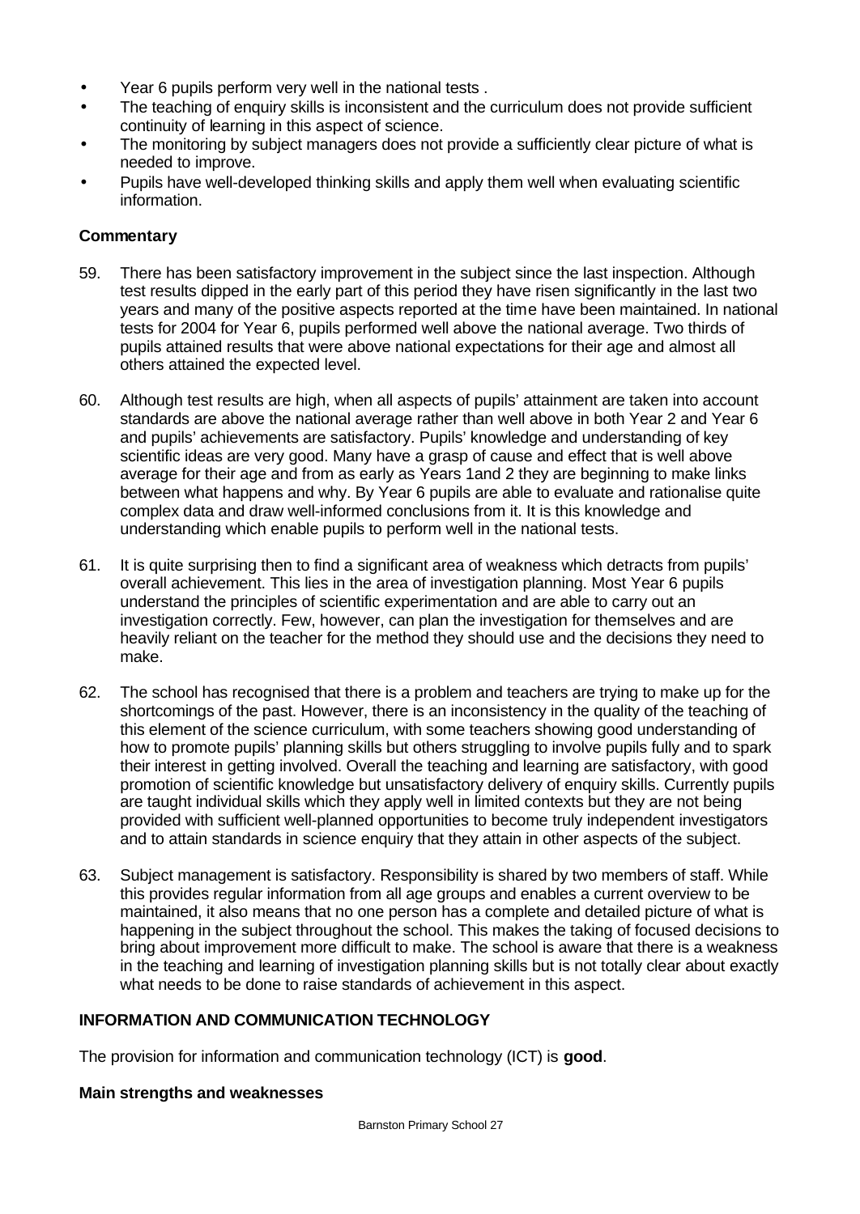- Year 6 pupils perform very well in the national tests .
- The teaching of enquiry skills is inconsistent and the curriculum does not provide sufficient continuity of learning in this aspect of science.
- The monitoring by subject managers does not provide a sufficiently clear picture of what is needed to improve.
- Pupils have well-developed thinking skills and apply them well when evaluating scientific information.

**Commentary**

59. There has been satisfactory improvement in the subject since the last inspection. Although test results dipped in the early part of this period they have risen significantly in the last two years and many of the positive aspects reported at the time have been maintained. In national tests for 2004 for Year 6, pupils performed well above the national average. Two thirds of pupils attained results that were above national expectations for their age and almost all others attained the expected level.

60. Although test results are high, when all aspects of pupils' attainment are taken into account standards are above the national average rather than well above in both Year 2 and Year 6 and pupils' achievements are satisfactory. Pupils' knowledge and understanding of key scientific ideas are very good. Many have a grasp of cause and effect that is well above average for their age and from as early as Years 1and 2 they are beginning to make links between what happens and why. By Year 6 pupils are able to evaluate and rationalise quite complex data and draw well-informed conclusions from it. It is this knowledge and understanding which enable pupils to perform well in the national tests.

61. It is quite surprising then to find a significant area of weakness which detracts from pupils' overall achievement. This lies in the area of investigation planning. Most Year 6 pupils understand the principles of scientific experimentation and are able to carry out an investigation correctly. Few, however, can plan the investigation for themselves and are heavily reliant on the teacher for the method they should use and the decisions they need to make.

62. The school has recognised that there is a problem and teachers are trying to make up for the shortcomings of the past. However, there is an inconsistency in the quality of the teaching of this element of the science curriculum, with some teachers showing good understanding of how to promote pupils' planning skills but others struggling to involve pupils fully and to spark their interest in getting involved. Overall the teaching and learning are satisfactory, with good promotion of scientific knowledge but unsatisfactory delivery of enquiry skills. Currently pupils are taught individual skills which they apply well in limited contexts but they are not being provided with sufficient well-planned opportunities to become truly independent investigators and to attain standards in science enquiry that they attain in other aspects of the subject.

63. Subject management is satisfactory. Responsibility is shared by two members of staff. While this provides regular information from all age groups and enables a current overview to be maintained, it also means that no one person has a complete and detailed picture of what is happening in the subject throughout the school. This makes the taking of focused decisions to bring about improvement more difficult to make. The school is aware that there is a weakness in the teaching and learning of investigation planning skills but is not totally clear about exactly what needs to be done to raise standards of achievement in this aspect.

## INFORMATION AND COMMUNICATION TECHNOLOGY

The provision for information and communication technology (ICT) is **good**.

**Main strengths and weaknesses**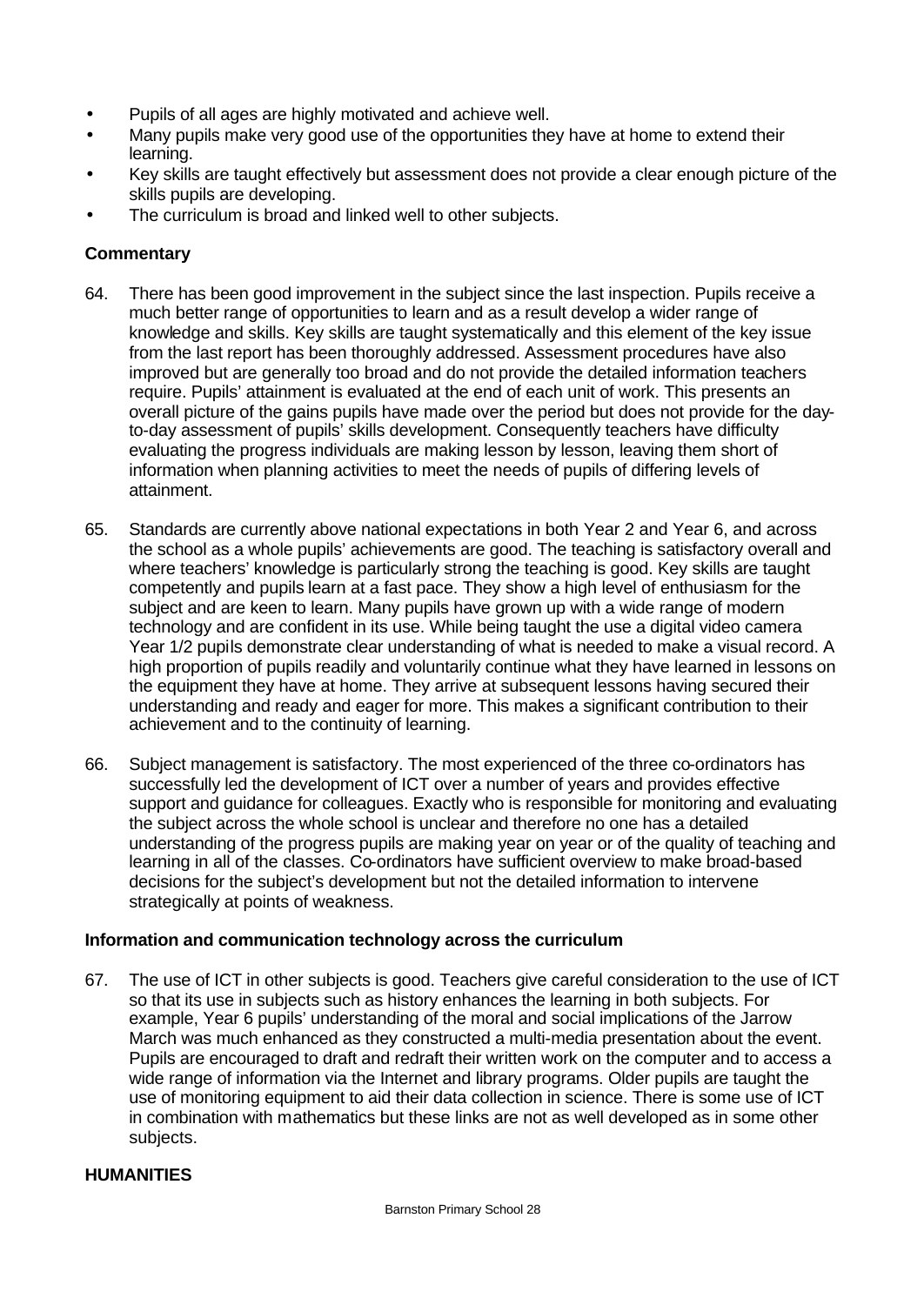- Pupils of all ages are highly motivated and achieve well.
- Many pupils make very good use of the opportunities they have at home to extend their learning.
- Key skills are taught effectively but assessment does not provide a clear enough picture of the skills pupils are developing.
- The curriculum is broad and linked well to other subjects.

### Commentary

64. There has been good improvement in the subject since the last inspection. Pupils receive a much better range of opportunities to learn and as a result develop a wider range of knowledge and skills. Key skills are taught systematically and this element of the key issue from the last report has been thoroughly addressed. Assessment procedures have also improved but are generally too broad and do not provide the detailed information teachers require. Pupils' attainment is evaluated at the end of each unit of work. This presents an overall picture of the gains pupils have made over the period but does not provide for the day-to-day assessment of pupils' skills development. Consequently teachers have difficulty evaluating the progress individuals are making lesson by lesson, leaving them short of information when planning activities to meet the needs of pupils of differing levels of attainment.

65. Standards are currently above national expectations in both Year 2 and Year 6, and across the school as a whole pupils' achievements are good. The teaching is satisfactory overall and where teachers' knowledge is particularly strong the teaching is good. Key skills are taught competently and pupils learn at a fast pace. They show a high level of enthusiasm for the subject and are keen to learn. Many pupils have grown up with a wide range of modern technology and are confident in its use. While being taught the use a digital video camera Year 1/2 pupils demonstrate clear understanding of what is needed to make a visual record. A high proportion of pupils readily and voluntarily continue what they have learned in lessons on the equipment they have at home. They arrive at subsequent lessons having secured their understanding and ready and eager for more. This makes a significant contribution to their achievement and to the continuity of learning.

66. Subject management is satisfactory. The most experienced of the three co-ordinators has successfully led the development of ICT over a number of years and provides effective support and guidance for colleagues. Exactly who is responsible for monitoring and evaluating the subject across the whole school is unclear and therefore no one has a detailed understanding of the progress pupils are making year on year or of the quality of teaching and learning in all of the classes. Co-ordinators have sufficient overview to make broad-based decisions for the subject's development but not the detailed information to intervene strategically at points of weakness.

### Information and communication technology across the curriculum

67. The use of ICT in other subjects is good. Teachers give careful consideration to the use of ICT so that its use in subjects such as history enhances the learning in both subjects. For example, Year 6 pupils' understanding of the moral and social implications of the Jarrow March was much enhanced as they constructed a multi-media presentation about the event. Pupils are encouraged to draft and redraft their written work on the computer and to access a wide range of information via the Internet and library programs. Older pupils are taught the use of monitoring equipment to aid their data collection in science. There is some use of ICT in combination with mathematics but these links are not as well developed as in some other subjects.

## HUMANITIES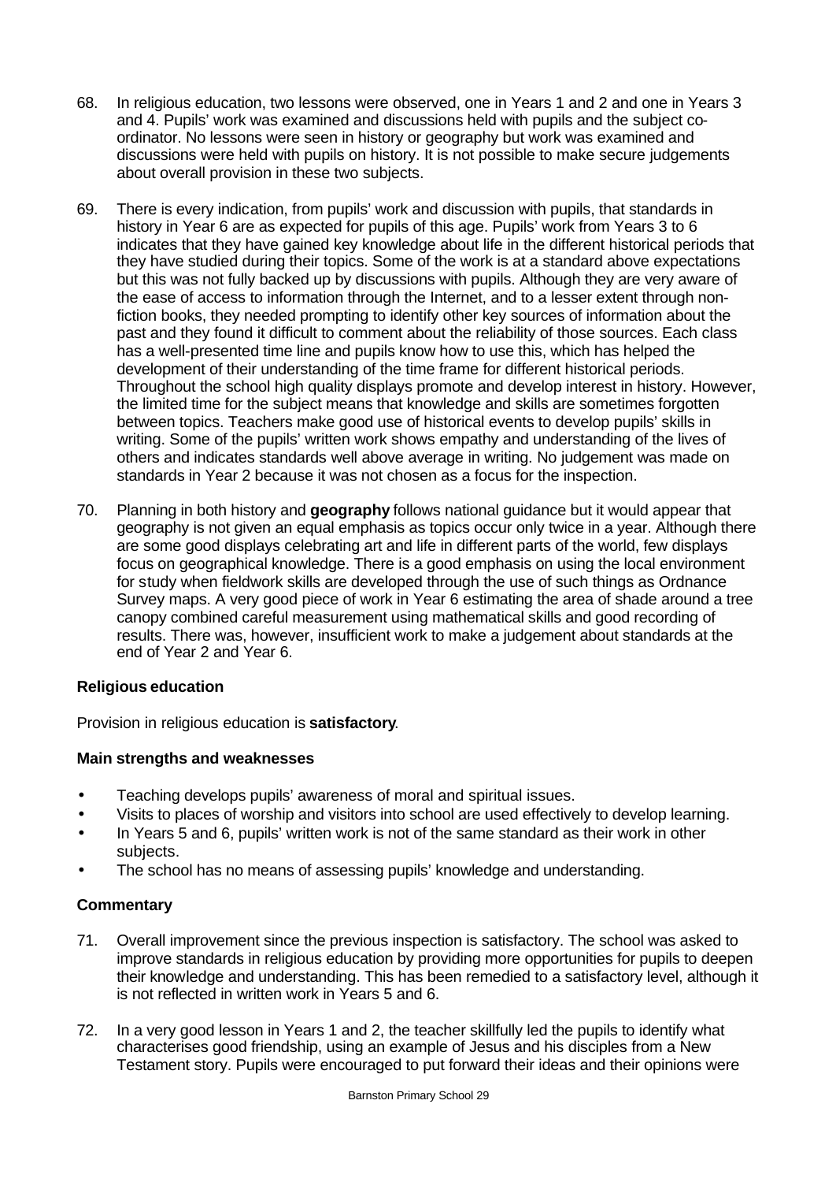68. In religious education, two lessons were observed, one in Years 1 and 2 and one in Years 3 and 4. Pupils' work was examined and discussions held with pupils and the subject co-ordinator. No lessons were seen in history or geography but work was examined and discussions were held with pupils on history. It is not possible to make secure judgements about overall provision in these two subjects.

69. There is every indication, from pupils' work and discussion with pupils, that standards in history in Year 6 are as expected for pupils of this age. Pupils' work from Years 3 to 6 indicates that they have gained key knowledge about life in the different historical periods that they have studied during their topics. Some of the work is at a standard above expectations but this was not fully backed up by discussions with pupils. Although they are very aware of the ease of access to information through the Internet, and to a lesser extent through non-fiction books, they needed prompting to identify other key sources of information about the past and they found it difficult to comment about the reliability of those sources. Each class has a well-presented time line and pupils know how to use this, which has helped the development of their understanding of the time frame for different historical periods. Throughout the school high quality displays promote and develop interest in history. However, the limited time for the subject means that knowledge and skills are sometimes forgotten between topics. Teachers make good use of historical events to develop pupils' skills in writing. Some of the pupils' written work shows empathy and understanding of the lives of others and indicates standards well above average in writing. No judgement was made on standards in Year 2 because it was not chosen as a focus for the inspection.

70. Planning in both history and **geography** follows national guidance but it would appear that geography is not given an equal emphasis as topics occur only twice in a year. Although there are some good displays celebrating art and life in different parts of the world, few displays focus on geographical knowledge. There is a good emphasis on using the local environment for study when fieldwork skills are developed through the use of such things as Ordnance Survey maps. A very good piece of work in Year 6 estimating the area of shade around a tree canopy combined careful measurement using mathematical skills and good recording of results. There was, however, insufficient work to make a judgement about standards at the end of Year 2 and Year 6.

### Religious education

Provision in religious education is **satisfactory**.

#### Main strengths and weaknesses

- Teaching develops pupils' awareness of moral and spiritual issues.
- Visits to places of worship and visitors into school are used effectively to develop learning.
- In Years 5 and 6, pupils' written work is not of the same standard as their work in other subjects.
- The school has no means of assessing pupils' knowledge and understanding.

#### Commentary

71. Overall improvement since the previous inspection is satisfactory. The school was asked to improve standards in religious education by providing more opportunities for pupils to deepen their knowledge and understanding. This has been remedied to a satisfactory level, although it is not reflected in written work in Years 5 and 6.

72. In a very good lesson in Years 1 and 2, the teacher skillfully led the pupils to identify what characterises good friendship, using an example of Jesus and his disciples from a New Testament story. Pupils were encouraged to put forward their ideas and their opinions were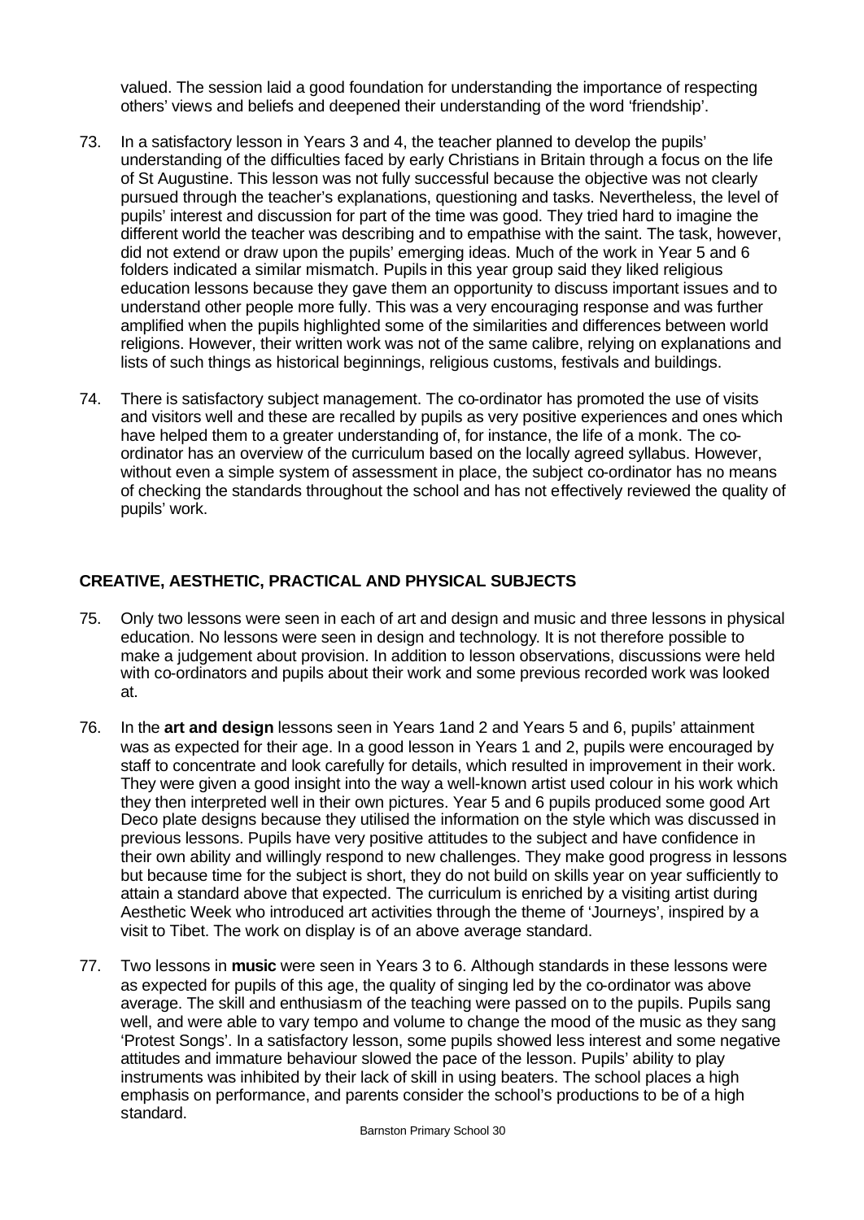valued. The session laid a good foundation for understanding the importance of respecting others' views and beliefs and deepened their understanding of the word 'friendship'.

73. In a satisfactory lesson in Years 3 and 4, the teacher planned to develop the pupils' understanding of the difficulties faced by early Christians in Britain through a focus on the life of St Augustine. This lesson was not fully successful because the objective was not clearly pursued through the teacher's explanations, questioning and tasks. Nevertheless, the level of pupils' interest and discussion for part of the time was good. They tried hard to imagine the different world the teacher was describing and to empathise with the saint. The task, however, did not extend or draw upon the pupils' emerging ideas. Much of the work in Year 5 and 6 folders indicated a similar mismatch. Pupils in this year group said they liked religious education lessons because they gave them an opportunity to discuss important issues and to understand other people more fully. This was a very encouraging response and was further amplified when the pupils highlighted some of the similarities and differences between world religions. However, their written work was not of the same calibre, relying on explanations and lists of such things as historical beginnings, religious customs, festivals and buildings.

74. There is satisfactory subject management. The co-ordinator has promoted the use of visits and visitors well and these are recalled by pupils as very positive experiences and ones which have helped them to a greater understanding of, for instance, the life of a monk. The co-ordinator has an overview of the curriculum based on the locally agreed syllabus. However, without even a simple system of assessment in place, the subject co-ordinator has no means of checking the standards throughout the school and has not effectively reviewed the quality of pupils' work.

## CREATIVE, AESTHETIC, PRACTICAL AND PHYSICAL SUBJECTS

75. Only two lessons were seen in each of art and design and music and three lessons in physical education. No lessons were seen in design and technology. It is not therefore possible to make a judgement about provision. In addition to lesson observations, discussions were held with co-ordinators and pupils about their work and some previous recorded work was looked at.

76. In the **art and design** lessons seen in Years 1and 2 and Years 5 and 6, pupils' attainment was as expected for their age. In a good lesson in Years 1 and 2, pupils were encouraged by staff to concentrate and look carefully for details, which resulted in improvement in their work. They were given a good insight into the way a well-known artist used colour in his work which they then interpreted well in their own pictures. Year 5 and 6 pupils produced some good Art Deco plate designs because they utilised the information on the style which was discussed in previous lessons. Pupils have very positive attitudes to the subject and have confidence in their own ability and willingly respond to new challenges. They make good progress in lessons but because time for the subject is short, they do not build on skills year on year sufficiently to attain a standard above that expected. The curriculum is enriched by a visiting artist during Aesthetic Week who introduced art activities through the theme of 'Journeys', inspired by a visit to Tibet. The work on display is of an above average standard.

77. Two lessons in **music** were seen in Years 3 to 6. Although standards in these lessons were as expected for pupils of this age, the quality of singing led by the co-ordinator was above average. The skill and enthusiasm of the teaching were passed on to the pupils. Pupils sang well, and were able to vary tempo and volume to change the mood of the music as they sang 'Protest Songs'. In a satisfactory lesson, some pupils showed less interest and some negative attitudes and immature behaviour slowed the pace of the lesson. Pupils' ability to play instruments was inhibited by their lack of skill in using beaters. The school places a high emphasis on performance, and parents consider the school's productions to be of a high standard.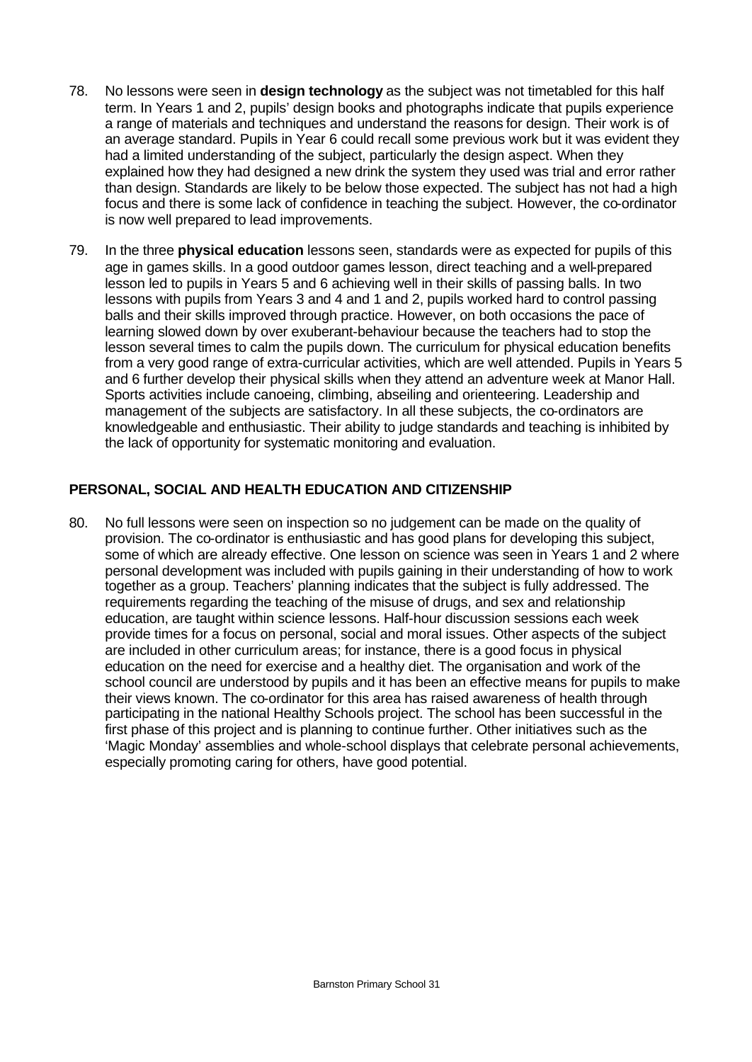78. No lessons were seen in **design technology** as the subject was not timetabled for this half term. In Years 1 and 2, pupils' design books and photographs indicate that pupils experience a range of materials and techniques and understand the reasons for design. Their work is of an average standard. Pupils in Year 6 could recall some previous work but it was evident they had a limited understanding of the subject, particularly the design aspect. When they explained how they had designed a new drink the system they used was trial and error rather than design. Standards are likely to be below those expected. The subject has not had a high focus and there is some lack of confidence in teaching the subject. However, the co-ordinator is now well prepared to lead improvements.

79. In the three **physical education** lessons seen, standards were as expected for pupils of this age in games skills. In a good outdoor games lesson, direct teaching and a well-prepared lesson led to pupils in Years 5 and 6 achieving well in their skills of passing balls. In two lessons with pupils from Years 3 and 4 and 1 and 2, pupils worked hard to control passing balls and their skills improved through practice. However, on both occasions the pace of learning slowed down by over exuberant-behaviour because the teachers had to stop the lesson several times to calm the pupils down. The curriculum for physical education benefits from a very good range of extra-curricular activities, which are well attended. Pupils in Years 5 and 6 further develop their physical skills when they attend an adventure week at Manor Hall. Sports activities include canoeing, climbing, abseiling and orienteering. Leadership and management of the subjects are satisfactory. In all these subjects, the co-ordinators are knowledgeable and enthusiastic. Their ability to judge standards and teaching is inhibited by the lack of opportunity for systematic monitoring and evaluation.

## PERSONAL, SOCIAL AND HEALTH EDUCATION AND CITIZENSHIP

80. No full lessons were seen on inspection so no judgement can be made on the quality of provision. The co-ordinator is enthusiastic and has good plans for developing this subject, some of which are already effective. One lesson on science was seen in Years 1 and 2 where personal development was included with pupils gaining in their understanding of how to work together as a group. Teachers' planning indicates that the subject is fully addressed. The requirements regarding the teaching of the misuse of drugs, and sex and relationship education, are taught within science lessons. Half-hour discussion sessions each week provide times for a focus on personal, social and moral issues. Other aspects of the subject are included in other curriculum areas; for instance, there is a good focus in physical education on the need for exercise and a healthy diet. The organisation and work of the school council are understood by pupils and it has been an effective means for pupils to make their views known. The co-ordinator for this area has raised awareness of health through participating in the national Healthy Schools project. The school has been successful in the first phase of this project and is planning to continue further. Other initiatives such as the 'Magic Monday' assemblies and whole-school displays that celebrate personal achievements, especially promoting caring for others, have good potential.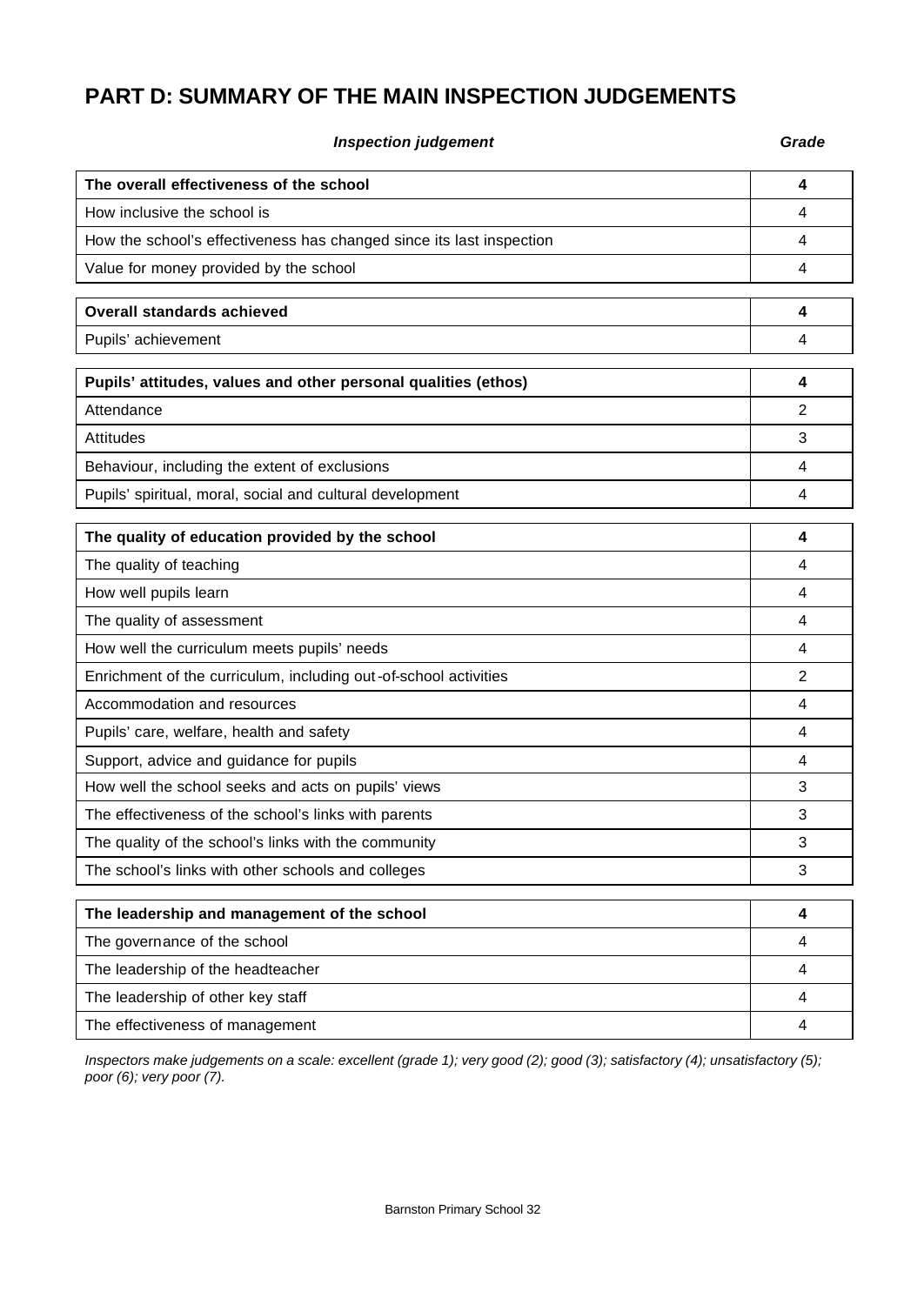# PART D: SUMMARY OF THE MAIN INSPECTION JUDGEMENTS

| *Inspection judgement* | *Grade* |
|---|---|
| **The overall effectiveness of the school** | **4** |
| How inclusive the school is | 4 |
| How the school's effectiveness has changed since its last inspection | 4 |
| Value for money provided by the school | 4 |
| **Overall standards achieved** | **4** |
| Pupils' achievement | 4 |
| **Pupils' attitudes, values and other personal qualities (ethos)** | **4** |
| Attendance | 2 |
| Attitudes | 3 |
| Behaviour, including the extent of exclusions | 4 |
| Pupils' spiritual, moral, social and cultural development | 4 |
| **The quality of education provided by the school** | **4** |
| The quality of teaching | 4 |
| How well pupils learn | 4 |
| The quality of assessment | 4 |
| How well the curriculum meets pupils' needs | 4 |
| Enrichment of the curriculum, including out-of-school activities | 2 |
| Accommodation and resources | 4 |
| Pupils' care, welfare, health and safety | 4 |
| Support, advice and guidance for pupils | 4 |
| How well the school seeks and acts on pupils' views | 3 |
| The effectiveness of the school's links with parents | 3 |
| The quality of the school's links with the community | 3 |
| The school's links with other schools and colleges | 3 |
| **The leadership and management of the school** | **4** |
| The governance of the school | 4 |
| The leadership of the headteacher | 4 |
| The leadership of other key staff | 4 |
| The effectiveness of management | 4 |

*Inspectors make judgements on a scale: excellent (grade 1); very good (2); good (3); satisfactory (4); unsatisfactory (5); poor (6); very poor (7).*